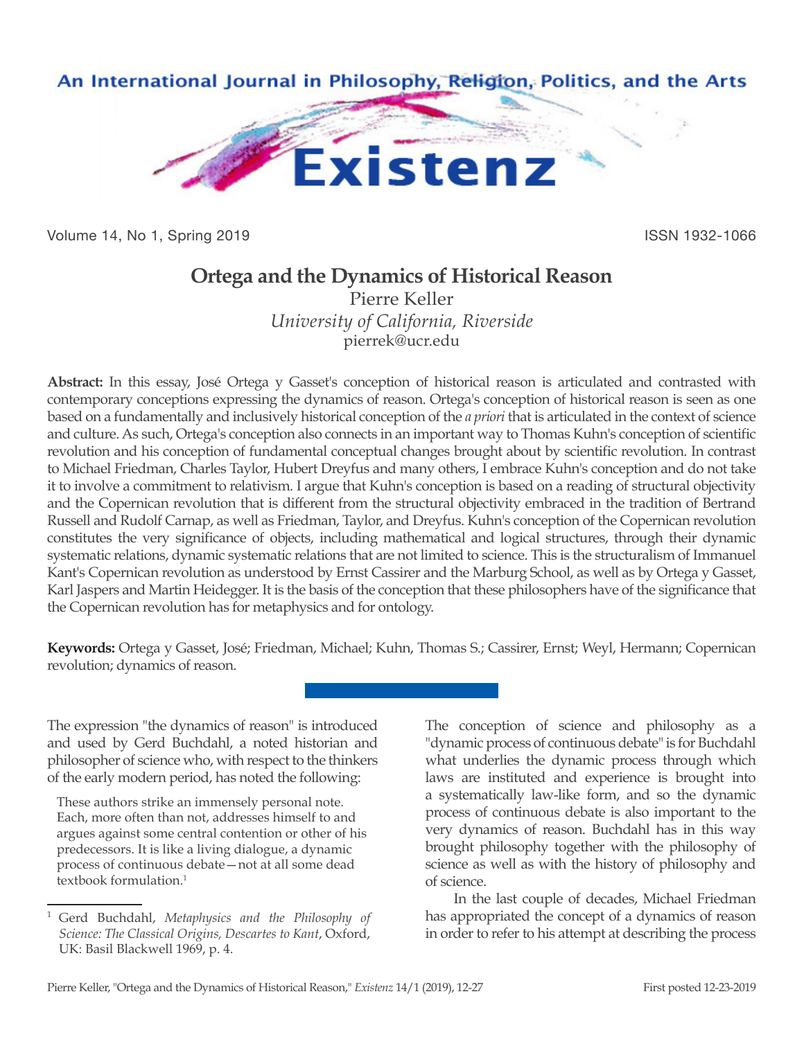# Ortega and the Dynamics of Historical Reason

Pierre Keller
*University of California, Riverside*
pierrek@ucr.edu

**Abstract:** In this essay, José Ortega y Gasset's conception of historical reason is articulated and contrasted with contemporary conceptions expressing the dynamics of reason. Ortega's conception of historical reason is seen as one based on a fundamentally and inclusively historical conception of the *a priori* that is articulated in the context of science and culture. As such, Ortega's conception also connects in an important way to Thomas Kuhn's conception of scientific revolution and his conception of fundamental conceptual changes brought about by scientific revolution. In contrast to Michael Friedman, Charles Taylor, Hubert Dreyfus and many others, I embrace Kuhn's conception and do not take it to involve a commitment to relativism. I argue that Kuhn's conception is based on a reading of structural objectivity and the Copernican revolution that is different from the structural objectivity embraced in the tradition of Bertrand Russell and Rudolf Carnap, as well as Friedman, Taylor, and Dreyfus. Kuhn's conception of the Copernican revolution constitutes the very significance of objects, including mathematical and logical structures, through their dynamic systematic relations, dynamic systematic relations that are not limited to science. This is the structuralism of Immanuel Kant's Copernican revolution as understood by Ernst Cassirer and the Marburg School, as well as by Ortega y Gasset, Karl Jaspers and Martin Heidegger. It is the basis of the conception that these philosophers have of the significance that the Copernican revolution has for metaphysics and for ontology.

**Keywords:** Ortega y Gasset, José; Friedman, Michael; Kuhn, Thomas S.; Cassirer, Ernst; Weyl, Hermann; Copernican revolution; dynamics of reason.

---

The expression "the dynamics of reason" is introduced and used by Gerd Buchdahl, a noted historian and philosopher of science who, with respect to the thinkers of the early modern period, has noted the following:

> These authors strike an immensely personal note. Each, more often than not, addresses himself to and argues against some central contention or other of his predecessors. It is like a living dialogue, a dynamic process of continuous debate—not at all some dead textbook formulation.[1]

The conception of science and philosophy as a "dynamic process of continuous debate" is for Buchdahl what underlies the dynamic process through which laws are instituted and experience is brought into a systematically law-like form, and so the dynamic process of continuous debate is also important to the very dynamics of reason. Buchdahl has in this way brought philosophy together with the philosophy of science as well as with the history of philosophy and of science.

In the last couple of decades, Michael Friedman has appropriated the concept of a dynamics of reason in order to refer to his attempt at describing the process

[1] Gerd Buchdahl, *Metaphysics and the Philosophy of Science: The Classical Origins, Descartes to Kant*, Oxford, UK: Basil Blackwell 1969, p. 4.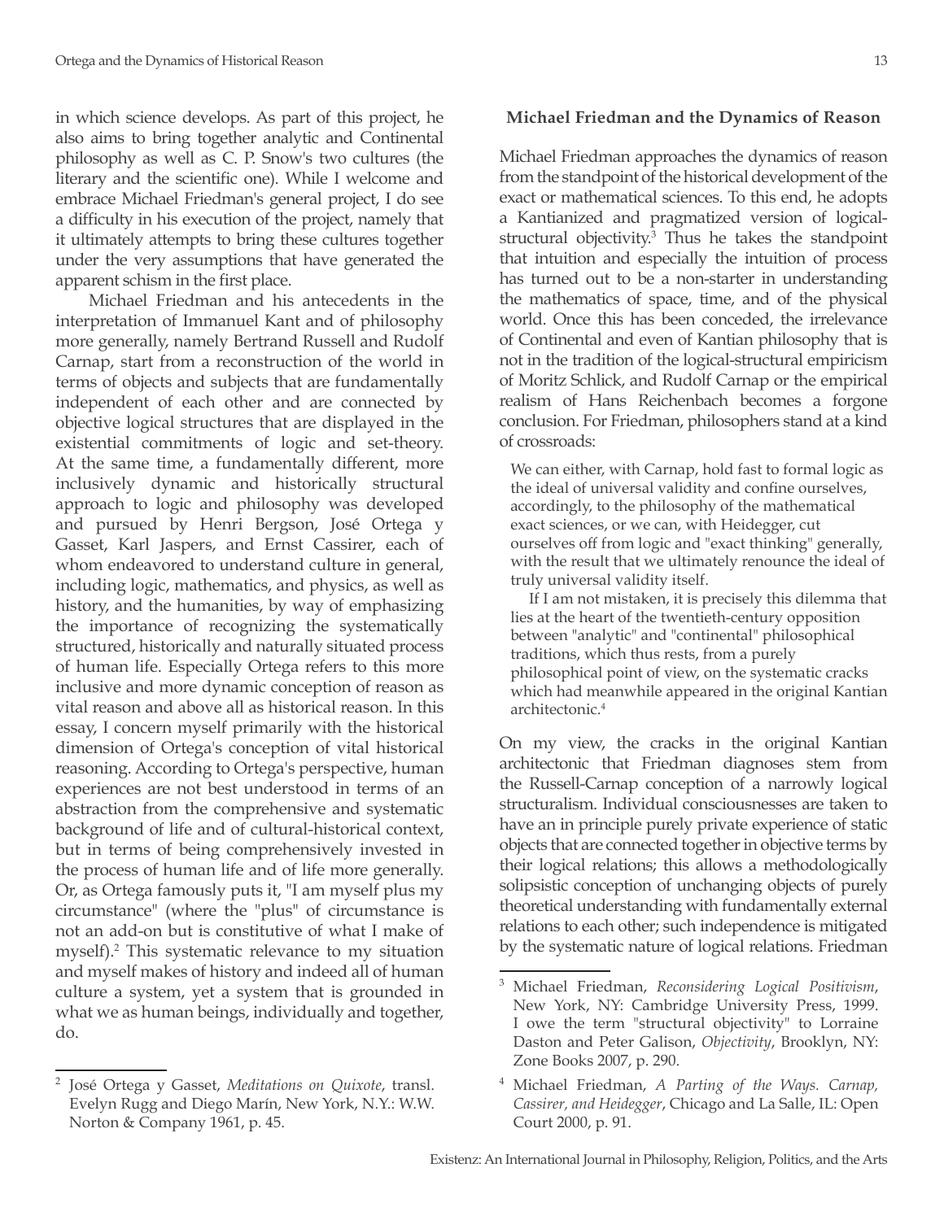in which science develops. As part of this project, he also aims to bring together analytic and Continental philosophy as well as C. P. Snow's two cultures (the literary and the scientific one). While I welcome and embrace Michael Friedman's general project, I do see a difficulty in his execution of the project, namely that it ultimately attempts to bring these cultures together under the very assumptions that have generated the apparent schism in the first place.

Michael Friedman and his antecedents in the interpretation of Immanuel Kant and of philosophy more generally, namely Bertrand Russell and Rudolf Carnap, start from a reconstruction of the world in terms of objects and subjects that are fundamentally independent of each other and are connected by objective logical structures that are displayed in the existential commitments of logic and set-theory. At the same time, a fundamentally different, more inclusively dynamic and historically structural approach to logic and philosophy was developed and pursued by Henri Bergson, José Ortega y Gasset, Karl Jaspers, and Ernst Cassirer, each of whom endeavored to understand culture in general, including logic, mathematics, and physics, as well as history, and the humanities, by way of emphasizing the importance of recognizing the systematically structured, historically and naturally situated process of human life. Especially Ortega refers to this more inclusive and more dynamic conception of reason as vital reason and above all as historical reason. In this essay, I concern myself primarily with the historical dimension of Ortega's conception of vital historical reasoning. According to Ortega's perspective, human experiences are not best understood in terms of an abstraction from the comprehensive and systematic background of life and of cultural-historical context, but in terms of being comprehensively invested in the process of human life and of life more generally. Or, as Ortega famously puts it, "I am myself plus my circumstance" (where the "plus" of circumstance is not an add-on but is constitutive of what I make of myself).[2] This systematic relevance to my situation and myself makes of history and indeed all of human culture a system, yet a system that is grounded in what we as human beings, individually and together, do.

### Michael Friedman and the Dynamics of Reason

Michael Friedman approaches the dynamics of reason from the standpoint of the historical development of the exact or mathematical sciences. To this end, he adopts a Kantianized and pragmatized version of logical-structural objectivity.[3] Thus he takes the standpoint that intuition and especially the intuition of process has turned out to be a non-starter in understanding the mathematics of space, time, and of the physical world. Once this has been conceded, the irrelevance of Continental and even of Kantian philosophy that is not in the tradition of the logical-structural empiricism of Moritz Schlick, and Rudolf Carnap or the empirical realism of Hans Reichenbach becomes a forgone conclusion. For Friedman, philosophers stand at a kind of crossroads:

> We can either, with Carnap, hold fast to formal logic as the ideal of universal validity and confine ourselves, accordingly, to the philosophy of the mathematical exact sciences, or we can, with Heidegger, cut ourselves off from logic and "exact thinking" generally, with the result that we ultimately renounce the ideal of truly universal validity itself.
>
> If I am not mistaken, it is precisely this dilemma that lies at the heart of the twentieth-century opposition between "analytic" and "continental" philosophical traditions, which thus rests, from a purely philosophical point of view, on the systematic cracks which had meanwhile appeared in the original Kantian architectonic.[4]

On my view, the cracks in the original Kantian architectonic that Friedman diagnoses stem from the Russell-Carnap conception of a narrowly logical structuralism. Individual consciousnesses are taken to have an in principle purely private experience of static objects that are connected together in objective terms by their logical relations; this allows a methodologically solipsistic conception of unchanging objects of purely theoretical understanding with fundamentally external relations to each other; such independence is mitigated by the systematic nature of logical relations. Friedman

---

[2] José Ortega y Gasset, *Meditations on Quixote*, transl. Evelyn Rugg and Diego Marín, New York, N.Y.: W.W. Norton & Company 1961, p. 45.

[3] Michael Friedman, *Reconsidering Logical Positivism*, New York, NY: Cambridge University Press, 1999. I owe the term "structural objectivity" to Lorraine Daston and Peter Galison, *Objectivity*, Brooklyn, NY: Zone Books 2007, p. 290.

[4] Michael Friedman, *A Parting of the Ways. Carnap, Cassirer, and Heidegger*, Chicago and La Salle, IL: Open Court 2000, p. 91.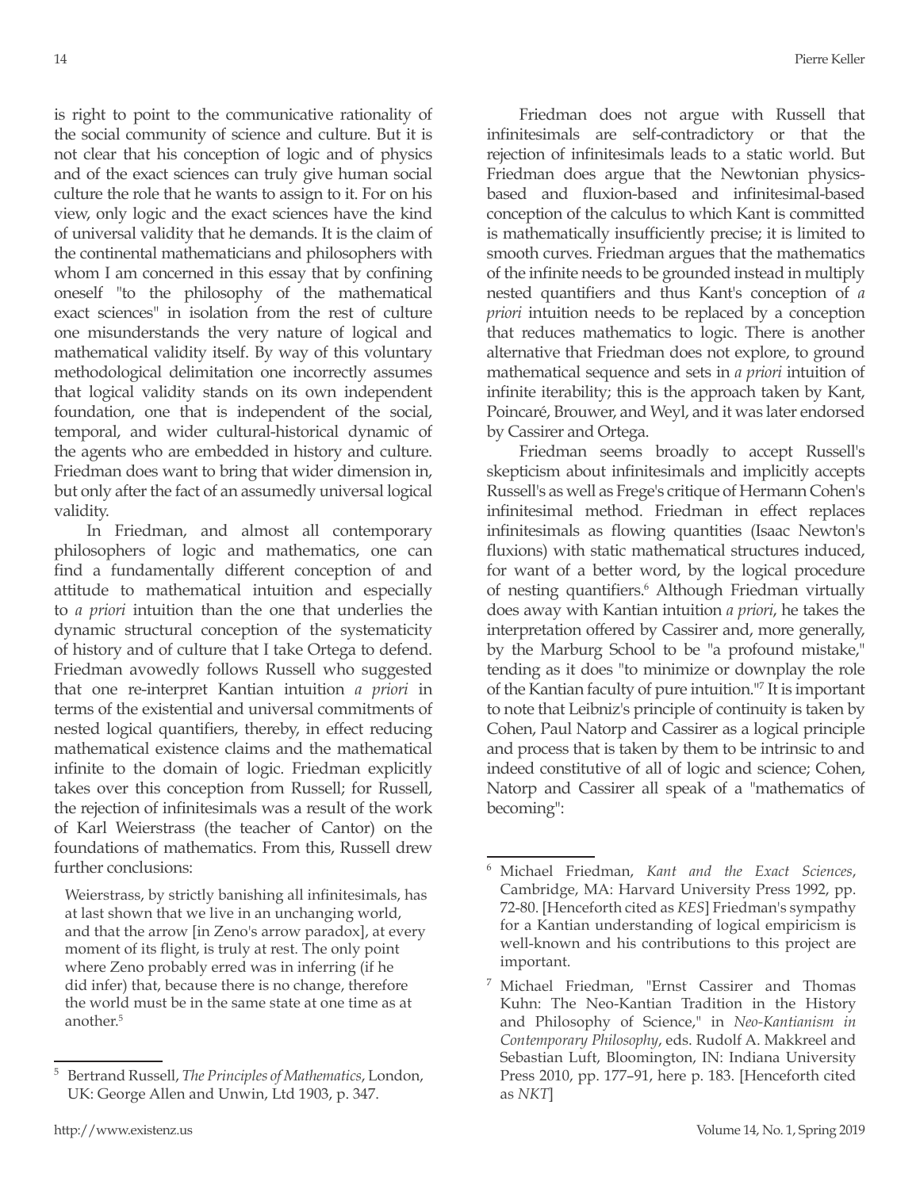is right to point to the communicative rationality of the social community of science and culture. But it is not clear that his conception of logic and of physics and of the exact sciences can truly give human social culture the role that he wants to assign to it. For on his view, only logic and the exact sciences have the kind of universal validity that he demands. It is the claim of the continental mathematicians and philosophers with whom I am concerned in this essay that by confining oneself "to the philosophy of the mathematical exact sciences" in isolation from the rest of culture one misunderstands the very nature of logical and mathematical validity itself. By way of this voluntary methodological delimitation one incorrectly assumes that logical validity stands on its own independent foundation, one that is independent of the social, temporal, and wider cultural-historical dynamic of the agents who are embedded in history and culture. Friedman does want to bring that wider dimension in, but only after the fact of an assumedly universal logical validity.

In Friedman, and almost all contemporary philosophers of logic and mathematics, one can find a fundamentally different conception of and attitude to mathematical intuition and especially to *a priori* intuition than the one that underlies the dynamic structural conception of the systematicity of history and of culture that I take Ortega to defend. Friedman avowedly follows Russell who suggested that one re-interpret Kantian intuition *a priori* in terms of the existential and universal commitments of nested logical quantifiers, thereby, in effect reducing mathematical existence claims and the mathematical infinite to the domain of logic. Friedman explicitly takes over this conception from Russell; for Russell, the rejection of infinitesimals was a result of the work of Karl Weierstrass (the teacher of Cantor) on the foundations of mathematics. From this, Russell drew further conclusions:

> Weierstrass, by strictly banishing all infinitesimals, has at last shown that we live in an unchanging world, and that the arrow [in Zeno's arrow paradox], at every moment of its flight, is truly at rest. The only point where Zeno probably erred was in inferring (if he did infer) that, because there is no change, therefore the world must be in the same state at one time as at another.[5]

Friedman does not argue with Russell that infinitesimals are self-contradictory or that the rejection of infinitesimals leads to a static world. But Friedman does argue that the Newtonian physics-based and fluxion-based and infinitesimal-based conception of the calculus to which Kant is committed is mathematically insufficiently precise; it is limited to smooth curves. Friedman argues that the mathematics of the infinite needs to be grounded instead in multiply nested quantifiers and thus Kant's conception of *a priori* intuition needs to be replaced by a conception that reduces mathematics to logic. There is another alternative that Friedman does not explore, to ground mathematical sequence and sets in *a priori* intuition of infinite iterability; this is the approach taken by Kant, Poincaré, Brouwer, and Weyl, and it was later endorsed by Cassirer and Ortega.

Friedman seems broadly to accept Russell's skepticism about infinitesimals and implicitly accepts Russell's as well as Frege's critique of Hermann Cohen's infinitesimal method. Friedman in effect replaces infinitesimals as flowing quantities (Isaac Newton's fluxions) with static mathematical structures induced, for want of a better word, by the logical procedure of nesting quantifiers.[6] Although Friedman virtually does away with Kantian intuition *a priori*, he takes the interpretation offered by Cassirer and, more generally, by the Marburg School to be "a profound mistake," tending as it does "to minimize or downplay the role of the Kantian faculty of pure intuition."[7] It is important to note that Leibniz's principle of continuity is taken by Cohen, Paul Natorp and Cassirer as a logical principle and process that is taken by them to be intrinsic to and indeed constitutive of all of logic and science; Cohen, Natorp and Cassirer all speak of a "mathematics of becoming":

---

[5] Bertrand Russell, *The Principles of Mathematics*, London, UK: George Allen and Unwin, Ltd 1903, p. 347.

[6] Michael Friedman, *Kant and the Exact Sciences*, Cambridge, MA: Harvard University Press 1992, pp. 72-80. [Henceforth cited as *KES*] Friedman's sympathy for a Kantian understanding of logical empiricism is well-known and his contributions to this project are important.

[7] Michael Friedman, "Ernst Cassirer and Thomas Kuhn: The Neo-Kantian Tradition in the History and Philosophy of Science," in *Neo-Kantianism in Contemporary Philosophy*, eds. Rudolf A. Makkreel and Sebastian Luft, Bloomington, IN: Indiana University Press 2010, pp. 177–91, here p. 183. [Henceforth cited as *NKT*]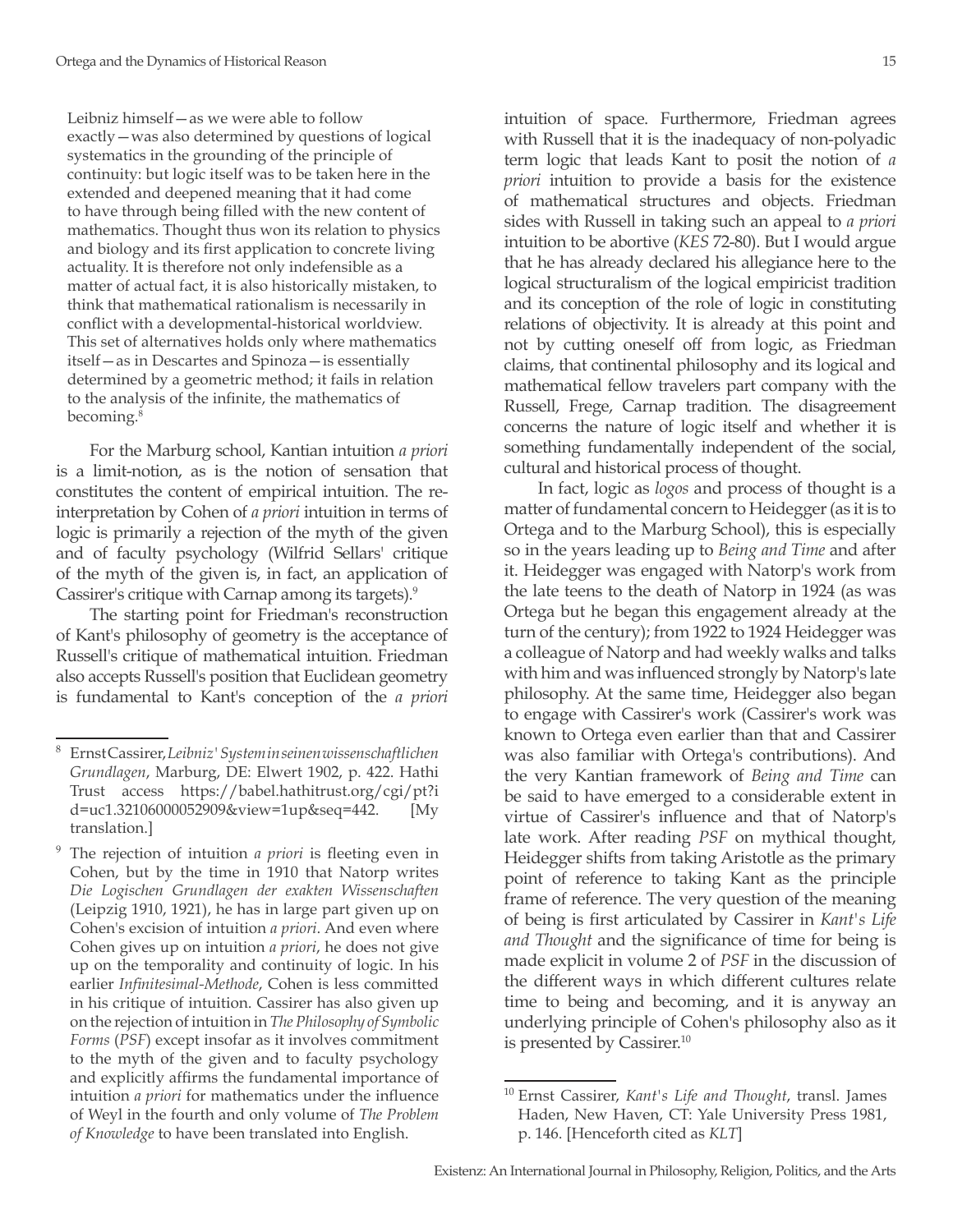> Leibniz himself—as we were able to follow exactly—was also determined by questions of logical systematics in the grounding of the principle of continuity: but logic itself was to be taken here in the extended and deepened meaning that it had come to have through being filled with the new content of mathematics. Thought thus won its relation to physics and biology and its first application to concrete living actuality. It is therefore not only indefensible as a matter of actual fact, it is also historically mistaken, to think that mathematical rationalism is necessarily in conflict with a developmental-historical worldview. This set of alternatives holds only where mathematics itself—as in Descartes and Spinoza—is essentially determined by a geometric method; it fails in relation to the analysis of the infinite, the mathematics of becoming.[8]

For the Marburg school, Kantian intuition *a priori* is a limit-notion, as is the notion of sensation that constitutes the content of empirical intuition. The re-interpretation by Cohen of *a priori* intuition in terms of logic is primarily a rejection of the myth of the given and of faculty psychology (Wilfrid Sellars' critique of the myth of the given is, in fact, an application of Cassirer's critique with Carnap among its targets).[9]

The starting point for Friedman's reconstruction of Kant's philosophy of geometry is the acceptance of Russell's critique of mathematical intuition. Friedman also accepts Russell's position that Euclidean geometry is fundamental to Kant's conception of the *a priori* intuition of space. Furthermore, Friedman agrees with Russell that it is the inadequacy of non-polyadic term logic that leads Kant to posit the notion of *a priori* intuition to provide a basis for the existence of mathematical structures and objects. Friedman sides with Russell in taking such an appeal to *a priori* intuition to be abortive (*KES* 72-80). But I would argue that he has already declared his allegiance here to the logical structuralism of the logical empiricist tradition and its conception of the role of logic in constituting relations of objectivity. It is already at this point and not by cutting oneself off from logic, as Friedman claims, that continental philosophy and its logical and mathematical fellow travelers part company with the Russell, Frege, Carnap tradition. The disagreement concerns the nature of logic itself and whether it is something fundamentally independent of the social, cultural and historical process of thought.

In fact, logic as *logos* and process of thought is a matter of fundamental concern to Heidegger (as it is to Ortega and to the Marburg School), this is especially so in the years leading up to *Being and Time* and after it. Heidegger was engaged with Natorp's work from the late teens to the death of Natorp in 1924 (as was Ortega but he began this engagement already at the turn of the century); from 1922 to 1924 Heidegger was a colleague of Natorp and had weekly walks and talks with him and was influenced strongly by Natorp's late philosophy. At the same time, Heidegger also began to engage with Cassirer's work (Cassirer's work was known to Ortega even earlier than that and Cassirer was also familiar with Ortega's contributions). And the very Kantian framework of *Being and Time* can be said to have emerged to a considerable extent in virtue of Cassirer's influence and that of Natorp's late work. After reading *PSF* on mythical thought, Heidegger shifts from taking Aristotle as the primary point of reference to taking Kant as the principle frame of reference. The very question of the meaning of being is first articulated by Cassirer in *Kant's Life and Thought* and the significance of time for being is made explicit in volume 2 of *PSF* in the discussion of the different ways in which different cultures relate time to being and becoming, and it is anyway an underlying principle of Cohen's philosophy also as it is presented by Cassirer.[10]

---

[8] Ernst Cassirer, *Leibniz' System in seinen wissenschaftlichen Grundlagen*, Marburg, DE: Elwert 1902, p. 422. Hathi Trust access https://babel.hathitrust.org/cgi/pt?id=uc1.32106000052909&view=1up&seq=442. [My translation.]

[9] The rejection of intuition *a priori* is fleeting even in Cohen, but by the time in 1910 that Natorp writes *Die Logischen Grundlagen der exakten Wissenschaften* (Leipzig 1910, 1921), he has in large part given up on Cohen's excision of intuition *a priori*. And even where Cohen gives up on intuition *a priori*, he does not give up on the temporality and continuity of logic. In his earlier *Infinitesimal-Methode*, Cohen is less committed in his critique of intuition. Cassirer has also given up on the rejection of intuition in *The Philosophy of Symbolic Forms* (*PSF*) except insofar as it involves commitment to the myth of the given and to faculty psychology and explicitly affirms the fundamental importance of intuition *a priori* for mathematics under the influence of Weyl in the fourth and only volume of *The Problem of Knowledge* to have been translated into English.

[10] Ernst Cassirer, *Kant's Life and Thought*, transl. James Haden, New Haven, CT: Yale University Press 1981, p. 146. [Henceforth cited as *KLT*]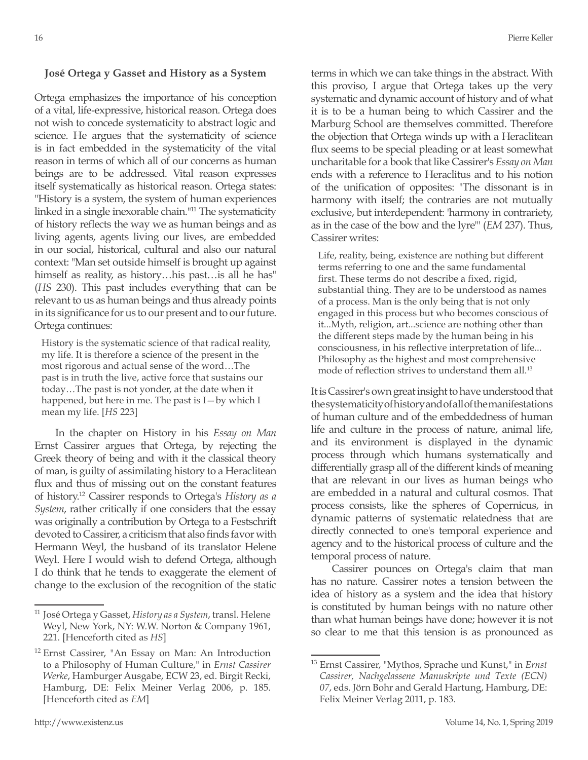### José Ortega y Gasset and History as a System

Ortega emphasizes the importance of his conception of a vital, life-expressive, historical reason. Ortega does not wish to concede systematicity to abstract logic and science. He argues that the systematicity of science is in fact embedded in the systematicity of the vital reason in terms of which all of our concerns as human beings are to be addressed. Vital reason expresses itself systematically as historical reason. Ortega states: "History is a system, the system of human experiences linked in a single inexorable chain."[11] The systematicity of history reflects the way we as human beings and as living agents, agents living our lives, are embedded in our social, historical, cultural and also our natural context: "Man set outside himself is brought up against himself as reality, as history…his past…is all he has" (*HS* 230). This past includes everything that can be relevant to us as human beings and thus already points in its significance for us to our present and to our future. Ortega continues:

> History is the systematic science of that radical reality, my life. It is therefore a science of the present in the most rigorous and actual sense of the word…The past is in truth the live, active force that sustains our today…The past is not yonder, at the date when it happened, but here in me. The past is I—by which I mean my life. [*HS* 223]

In the chapter on History in his *Essay on Man* Ernst Cassirer argues that Ortega, by rejecting the Greek theory of being and with it the classical theory of man, is guilty of assimilating history to a Heraclitean flux and thus of missing out on the constant features of history.[12] Cassirer responds to Ortega's *History as a System*, rather critically if one considers that the essay was originally a contribution by Ortega to a Festschrift devoted to Cassirer, a criticism that also finds favor with Hermann Weyl, the husband of its translator Helene Weyl. Here I would wish to defend Ortega, although I do think that he tends to exaggerate the element of change to the exclusion of the recognition of the static terms in which we can take things in the abstract. With this proviso, I argue that Ortega takes up the very systematic and dynamic account of history and of what it is to be a human being to which Cassirer and the Marburg School are themselves committed. Therefore the objection that Ortega winds up with a Heraclitean flux seems to be special pleading or at least somewhat uncharitable for a book that like Cassirer's *Essay on Man* ends with a reference to Heraclitus and to his notion of the unification of opposites: "The dissonant is in harmony with itself; the contraries are not mutually exclusive, but interdependent: 'harmony in contrariety, as in the case of the bow and the lyre'" (*EM* 237). Thus, Cassirer writes:

> Life, reality, being, existence are nothing but different terms referring to one and the same fundamental first. These terms do not describe a fixed, rigid, substantial thing. They are to be understood as names of a process. Man is the only being that is not only engaged in this process but who becomes conscious of it...Myth, religion, art...science are nothing other than the different steps made by the human being in his consciousness, in his reflective interpretation of life... Philosophy as the highest and most comprehensive mode of reflection strives to understand them all.[13]

It is Cassirer's own great insight to have understood that the systematicity of history and of all of the manifestations of human culture and of the embeddedness of human life and culture in the process of nature, animal life, and its environment is displayed in the dynamic process through which humans systematically and differentially grasp all of the different kinds of meaning that are relevant in our lives as human beings who are embedded in a natural and cultural cosmos. That process consists, like the spheres of Copernicus, in dynamic patterns of systematic relatedness that are directly connected to one's temporal experience and agency and to the historical process of culture and the temporal process of nature.

Cassirer pounces on Ortega's claim that man has no nature. Cassirer notes a tension between the idea of history as a system and the idea that history is constituted by human beings with no nature other than what human beings have done; however it is not so clear to me that this tension is as pronounced as

---

[11] José Ortega y Gasset, *History as a System*, transl. Helene Weyl, New York, NY: W.W. Norton & Company 1961, 221. [Henceforth cited as *HS*]

[12] Ernst Cassirer, "An Essay on Man: An Introduction to a Philosophy of Human Culture," in *Ernst Cassirer Werke*, Hamburger Ausgabe, ECW 23, ed. Birgit Recki, Hamburg, DE: Felix Meiner Verlag 2006, p. 185. [Henceforth cited as *EM*]

[13] Ernst Cassirer, "Mythos, Sprache und Kunst," in *Ernst Cassirer, Nachgelassene Manuskripte und Texte (ECN) 07*, eds. Jörn Bohr and Gerald Hartung, Hamburg, DE: Felix Meiner Verlag 2011, p. 183.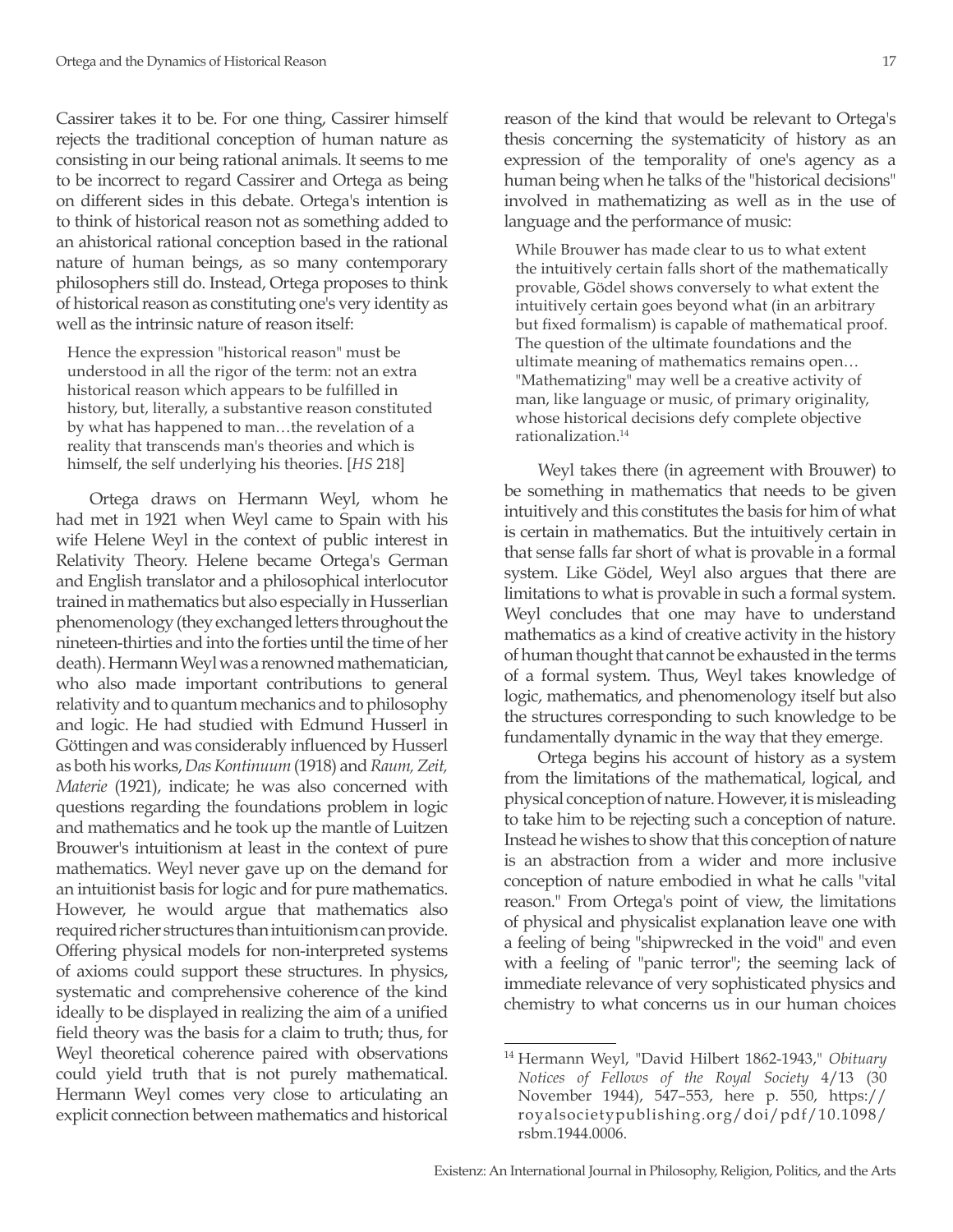Cassirer takes it to be. For one thing, Cassirer himself rejects the traditional conception of human nature as consisting in our being rational animals. It seems to me to be incorrect to regard Cassirer and Ortega as being on different sides in this debate. Ortega's intention is to think of historical reason not as something added to an ahistorical rational conception based in the rational nature of human beings, as so many contemporary philosophers still do. Instead, Ortega proposes to think of historical reason as constituting one's very identity as well as the intrinsic nature of reason itself:

> Hence the expression "historical reason" must be understood in all the rigor of the term: not an extra historical reason which appears to be fulfilled in history, but, literally, a substantive reason constituted by what has happened to man…the revelation of a reality that transcends man's theories and which is himself, the self underlying his theories. [*HS* 218]

Ortega draws on Hermann Weyl, whom he had met in 1921 when Weyl came to Spain with his wife Helene Weyl in the context of public interest in Relativity Theory. Helene became Ortega's German and English translator and a philosophical interlocutor trained in mathematics but also especially in Husserlian phenomenology (they exchanged letters throughout the nineteen-thirties and into the forties until the time of her death). Hermann Weyl was a renowned mathematician, who also made important contributions to general relativity and to quantum mechanics and to philosophy and logic. He had studied with Edmund Husserl in Göttingen and was considerably influenced by Husserl as both his works, *Das Kontinuum* (1918) and *Raum, Zeit, Materie* (1921), indicate; he was also concerned with questions regarding the foundations problem in logic and mathematics and he took up the mantle of Luitzen Brouwer's intuitionism at least in the context of pure mathematics. Weyl never gave up on the demand for an intuitionist basis for logic and for pure mathematics. However, he would argue that mathematics also required richer structures than intuitionism can provide. Offering physical models for non-interpreted systems of axioms could support these structures. In physics, systematic and comprehensive coherence of the kind ideally to be displayed in realizing the aim of a unified field theory was the basis for a claim to truth; thus, for Weyl theoretical coherence paired with observations could yield truth that is not purely mathematical. Hermann Weyl comes very close to articulating an explicit connection between mathematics and historical reason of the kind that would be relevant to Ortega's thesis concerning the systematicity of history as an expression of the temporality of one's agency as a human being when he talks of the "historical decisions" involved in mathematizing as well as in the use of language and the performance of music:

> While Brouwer has made clear to us to what extent the intuitively certain falls short of the mathematically provable, Gödel shows conversely to what extent the intuitively certain goes beyond what (in an arbitrary but fixed formalism) is capable of mathematical proof. The question of the ultimate foundations and the ultimate meaning of mathematics remains open… "Mathematizing" may well be a creative activity of man, like language or music, of primary originality, whose historical decisions defy complete objective rationalization.[14]

Weyl takes there (in agreement with Brouwer) to be something in mathematics that needs to be given intuitively and this constitutes the basis for him of what is certain in mathematics. But the intuitively certain in that sense falls far short of what is provable in a formal system. Like Gödel, Weyl also argues that there are limitations to what is provable in such a formal system. Weyl concludes that one may have to understand mathematics as a kind of creative activity in the history of human thought that cannot be exhausted in the terms of a formal system. Thus, Weyl takes knowledge of logic, mathematics, and phenomenology itself but also the structures corresponding to such knowledge to be fundamentally dynamic in the way that they emerge.

Ortega begins his account of history as a system from the limitations of the mathematical, logical, and physical conception of nature. However, it is misleading to take him to be rejecting such a conception of nature. Instead he wishes to show that this conception of nature is an abstraction from a wider and more inclusive conception of nature embodied in what he calls "vital reason." From Ortega's point of view, the limitations of physical and physicalist explanation leave one with a feeling of being "shipwrecked in the void" and even with a feeling of "panic terror"; the seeming lack of immediate relevance of very sophisticated physics and chemistry to what concerns us in our human choices

---

[14] Hermann Weyl, "David Hilbert 1862-1943," *Obituary Notices of Fellows of the Royal Society* 4/13 (30 November 1944), 547–553, here p. 550, https://royalsocietypublishing.org/doi/pdf/10.1098/rsbm.1944.0006.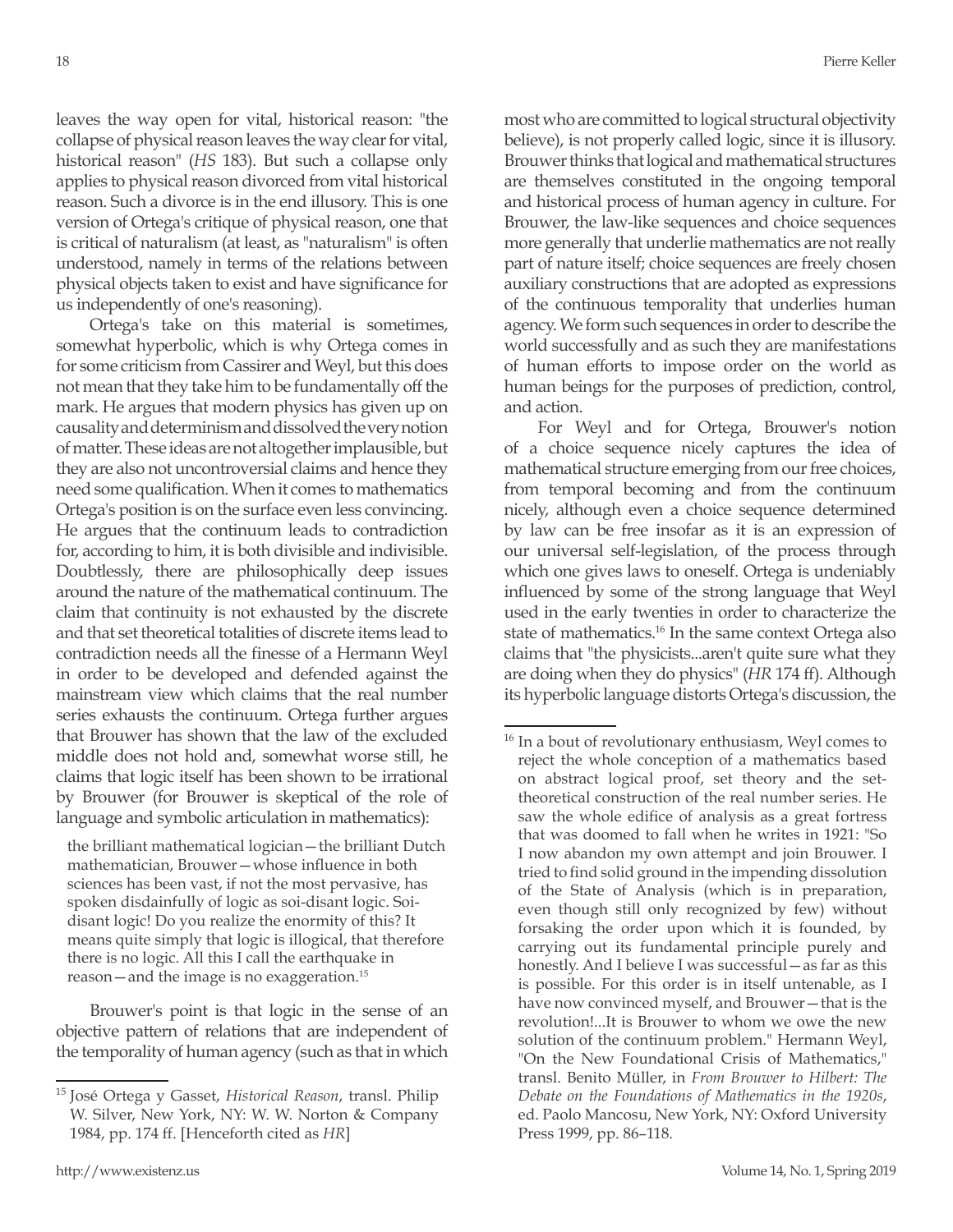leaves the way open for vital, historical reason: "the collapse of physical reason leaves the way clear for vital, historical reason" (*HS* 183). But such a collapse only applies to physical reason divorced from vital historical reason. Such a divorce is in the end illusory. This is one version of Ortega's critique of physical reason, one that is critical of naturalism (at least, as "naturalism" is often understood, namely in terms of the relations between physical objects taken to exist and have significance for us independently of one's reasoning).

Ortega's take on this material is sometimes, somewhat hyperbolic, which is why Ortega comes in for some criticism from Cassirer and Weyl, but this does not mean that they take him to be fundamentally off the mark. He argues that modern physics has given up on causality and determinism and dissolved the very notion of matter. These ideas are not altogether implausible, but they are also not uncontroversial claims and hence they need some qualification. When it comes to mathematics Ortega's position is on the surface even less convincing. He argues that the continuum leads to contradiction for, according to him, it is both divisible and indivisible. Doubtlessly, there are philosophically deep issues around the nature of the mathematical continuum. The claim that continuity is not exhausted by the discrete and that set theoretical totalities of discrete items lead to contradiction needs all the finesse of a Hermann Weyl in order to be developed and defended against the mainstream view which claims that the real number series exhausts the continuum. Ortega further argues that Brouwer has shown that the law of the excluded middle does not hold and, somewhat worse still, he claims that logic itself has been shown to be irrational by Brouwer (for Brouwer is skeptical of the role of language and symbolic articulation in mathematics):

> the brilliant mathematical logician—the brilliant Dutch mathematician, Brouwer—whose influence in both sciences has been vast, if not the most pervasive, has spoken disdainfully of logic as soi-disant logic. Soi-disant logic! Do you realize the enormity of this? It means quite simply that logic is illogical, that therefore there is no logic. All this I call the earthquake in reason—and the image is no exaggeration.[15]

Brouwer's point is that logic in the sense of an objective pattern of relations that are independent of the temporality of human agency (such as that in which most who are committed to logical structural objectivity believe), is not properly called logic, since it is illusory. Brouwer thinks that logical and mathematical structures are themselves constituted in the ongoing temporal and historical process of human agency in culture. For Brouwer, the law-like sequences and choice sequences more generally that underlie mathematics are not really part of nature itself; choice sequences are freely chosen auxiliary constructions that are adopted as expressions of the continuous temporality that underlies human agency. We form such sequences in order to describe the world successfully and as such they are manifestations of human efforts to impose order on the world as human beings for the purposes of prediction, control, and action.

For Weyl and for Ortega, Brouwer's notion of a choice sequence nicely captures the idea of mathematical structure emerging from our free choices, from temporal becoming and from the continuum nicely, although even a choice sequence determined by law can be free insofar as it is an expression of our universal self-legislation, of the process through which one gives laws to oneself. Ortega is undeniably influenced by some of the strong language that Weyl used in the early twenties in order to characterize the state of mathematics.[16] In the same context Ortega also claims that "the physicists...aren't quite sure what they are doing when they do physics" (*HR* 174 ff). Although its hyperbolic language distorts Ortega's discussion, the

---

[15] José Ortega y Gasset, *Historical Reason*, transl. Philip W. Silver, New York, NY: W. W. Norton & Company 1984, pp. 174 ff. [Henceforth cited as *HR*]

[16] In a bout of revolutionary enthusiasm, Weyl comes to reject the whole conception of a mathematics based on abstract logical proof, set theory and the set-theoretical construction of the real number series. He saw the whole edifice of analysis as a great fortress that was doomed to fall when he writes in 1921: "So I now abandon my own attempt and join Brouwer. I tried to find solid ground in the impending dissolution of the State of Analysis (which is in preparation, even though still only recognized by few) without forsaking the order upon which it is founded, by carrying out its fundamental principle purely and honestly. And I believe I was successful—as far as this is possible. For this order is in itself untenable, as I have now convinced myself, and Brouwer—that is the revolution!...It is Brouwer to whom we owe the new solution of the continuum problem." Hermann Weyl, "On the New Foundational Crisis of Mathematics," transl. Benito Müller, in *From Brouwer to Hilbert: The Debate on the Foundations of Mathematics in the 1920s*, ed. Paolo Mancosu, New York, NY: Oxford University Press 1999, pp. 86–118.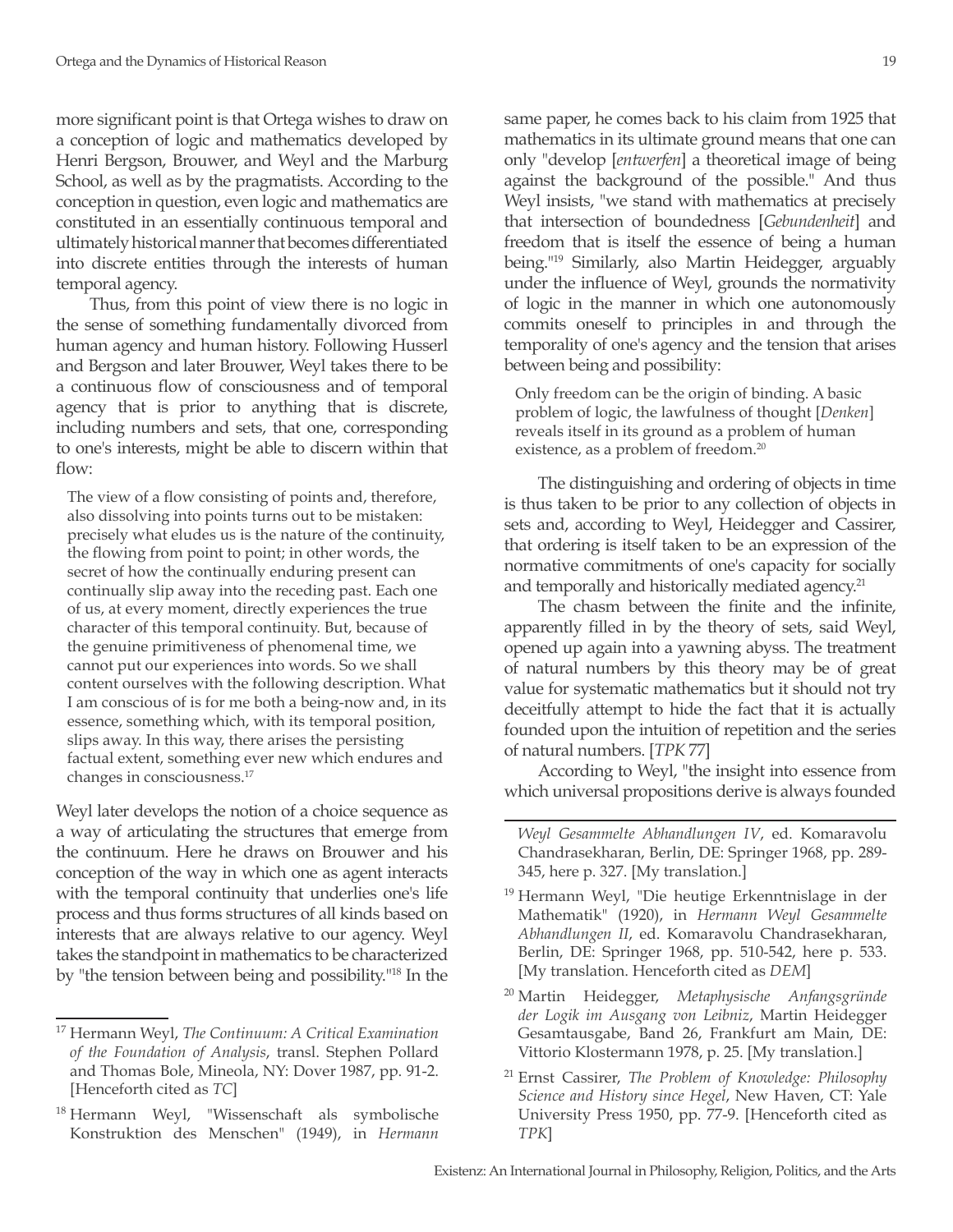more significant point is that Ortega wishes to draw on a conception of logic and mathematics developed by Henri Bergson, Brouwer, and Weyl and the Marburg School, as well as by the pragmatists. According to the conception in question, even logic and mathematics are constituted in an essentially continuous temporal and ultimately historical manner that becomes differentiated into discrete entities through the interests of human temporal agency.

Thus, from this point of view there is no logic in the sense of something fundamentally divorced from human agency and human history. Following Husserl and Bergson and later Brouwer, Weyl takes there to be a continuous flow of consciousness and of temporal agency that is prior to anything that is discrete, including numbers and sets, that one, corresponding to one's interests, might be able to discern within that flow:

> The view of a flow consisting of points and, therefore, also dissolving into points turns out to be mistaken: precisely what eludes us is the nature of the continuity, the flowing from point to point; in other words, the secret of how the continually enduring present can continually slip away into the receding past. Each one of us, at every moment, directly experiences the true character of this temporal continuity. But, because of the genuine primitiveness of phenomenal time, we cannot put our experiences into words. So we shall content ourselves with the following description. What I am conscious of is for me both a being-now and, in its essence, something which, with its temporal position, slips away. In this way, there arises the persisting factual extent, something ever new which endures and changes in consciousness.[17]

Weyl later develops the notion of a choice sequence as a way of articulating the structures that emerge from the continuum. Here he draws on Brouwer and his conception of the way in which one as agent interacts with the temporal continuity that underlies one's life process and thus forms structures of all kinds based on interests that are always relative to our agency. Weyl takes the standpoint in mathematics to be characterized by "the tension between being and possibility."[18] In the same paper, he comes back to his claim from 1925 that mathematics in its ultimate ground means that one can only "develop [*entwerfen*] a theoretical image of being against the background of the possible." And thus Weyl insists, "we stand with mathematics at precisely that intersection of boundedness [*Gebundenheit*] and freedom that is itself the essence of being a human being."[19] Similarly, also Martin Heidegger, arguably under the influence of Weyl, grounds the normativity of logic in the manner in which one autonomously commits oneself to principles in and through the temporality of one's agency and the tension that arises between being and possibility:

> Only freedom can be the origin of binding. A basic problem of logic, the lawfulness of thought [*Denken*] reveals itself in its ground as a problem of human existence, as a problem of freedom.[20]

The distinguishing and ordering of objects in time is thus taken to be prior to any collection of objects in sets and, according to Weyl, Heidegger and Cassirer, that ordering is itself taken to be an expression of the normative commitments of one's capacity for socially and temporally and historically mediated agency.[21]

The chasm between the finite and the infinite, apparently filled in by the theory of sets, said Weyl, opened up again into a yawning abyss. The treatment of natural numbers by this theory may be of great value for systematic mathematics but it should not try deceitfully attempt to hide the fact that it is actually founded upon the intuition of repetition and the series of natural numbers. [*TPK* 77]

According to Weyl, "the insight into essence from which universal propositions derive is always founded

---

[17] Hermann Weyl, *The Continuum: A Critical Examination of the Foundation of Analysis*, transl. Stephen Pollard and Thomas Bole, Mineola, NY: Dover 1987, pp. 91-2. [Henceforth cited as *TC*]

[18] Hermann Weyl, "Wissenschaft als symbolische Konstruktion des Menschen" (1949), in *Hermann Weyl Gesammelte Abhandlungen IV*, ed. Komaravolu Chandrasekharan, Berlin, DE: Springer 1968, pp. 289-345, here p. 327. [My translation.]

[19] Hermann Weyl, "Die heutige Erkenntnislage in der Mathematik" (1920), in *Hermann Weyl Gesammelte Abhandlungen II*, ed. Komaravolu Chandrasekharan, Berlin, DE: Springer 1968, pp. 510-542, here p. 533. [My translation. Henceforth cited as *DEM*]

[20] Martin Heidegger, *Metaphysische Anfangsgründe der Logik im Ausgang von Leibniz*, Martin Heidegger Gesamtausgabe, Band 26, Frankfurt am Main, DE: Vittorio Klostermann 1978, p. 25. [My translation.]

[21] Ernst Cassirer, *The Problem of Knowledge: Philosophy Science and History since Hegel*, New Haven, CT: Yale University Press 1950, pp. 77-9. [Henceforth cited as *TPK*]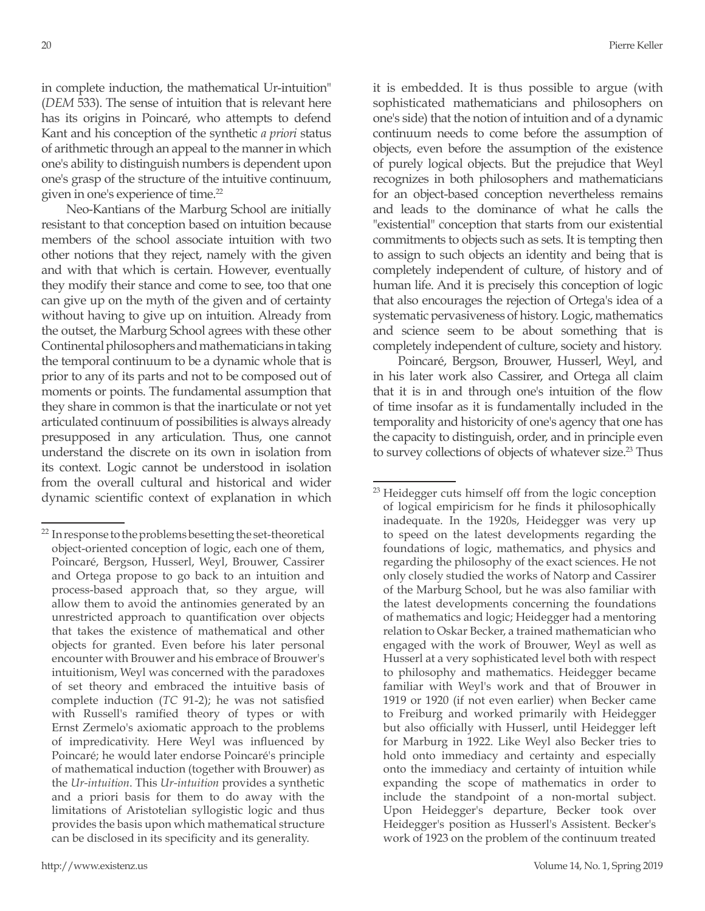in complete induction, the mathematical Ur-intuition" (*DEM* 533). The sense of intuition that is relevant here has its origins in Poincaré, who attempts to defend Kant and his conception of the synthetic *a priori* status of arithmetic through an appeal to the manner in which one's ability to distinguish numbers is dependent upon one's grasp of the structure of the intuitive continuum, given in one's experience of time.[22]

Neo-Kantians of the Marburg School are initially resistant to that conception based on intuition because members of the school associate intuition with two other notions that they reject, namely with the given and with that which is certain. However, eventually they modify their stance and come to see, too that one can give up on the myth of the given and of certainty without having to give up on intuition. Already from the outset, the Marburg School agrees with these other Continental philosophers and mathematicians in taking the temporal continuum to be a dynamic whole that is prior to any of its parts and not to be composed out of moments or points. The fundamental assumption that they share in common is that the inarticulate or not yet articulated continuum of possibilities is always already presupposed in any articulation. Thus, one cannot understand the discrete on its own in isolation from its context. Logic cannot be understood in isolation from the overall cultural and historical and wider dynamic scientific context of explanation in which it is embedded. It is thus possible to argue (with sophisticated mathematicians and philosophers on one's side) that the notion of intuition and of a dynamic continuum needs to come before the assumption of objects, even before the assumption of the existence of purely logical objects. But the prejudice that Weyl recognizes in both philosophers and mathematicians for an object-based conception nevertheless remains and leads to the dominance of what he calls the "existential" conception that starts from our existential commitments to objects such as sets. It is tempting then to assign to such objects an identity and being that is completely independent of culture, of history and of human life. And it is precisely this conception of logic that also encourages the rejection of Ortega's idea of a systematic pervasiveness of history. Logic, mathematics and science seem to be about something that is completely independent of culture, society and history.

Poincaré, Bergson, Brouwer, Husserl, Weyl, and in his later work also Cassirer, and Ortega all claim that it is in and through one's intuition of the flow of time insofar as it is fundamentally included in the temporality and historicity of one's agency that one has the capacity to distinguish, order, and in principle even to survey collections of objects of whatever size.[23] Thus

---

[22] In response to the problems besetting the set-theoretical object-oriented conception of logic, each one of them, Poincaré, Bergson, Husserl, Weyl, Brouwer, Cassirer and Ortega propose to go back to an intuition and process-based approach that, so they argue, will allow them to avoid the antinomies generated by an unrestricted approach to quantification over objects that takes the existence of mathematical and other objects for granted. Even before his later personal encounter with Brouwer and his embrace of Brouwer's intuitionism, Weyl was concerned with the paradoxes of set theory and embraced the intuitive basis of complete induction (*TC* 91-2); he was not satisfied with Russell's ramified theory of types or with Ernst Zermelo's axiomatic approach to the problems of impredicativity. Here Weyl was influenced by Poincaré; he would later endorse Poincaré's principle of mathematical induction (together with Brouwer) as the *Ur-intuition*. This *Ur-intuition* provides a synthetic and a priori basis for them to do away with the limitations of Aristotelian syllogistic logic and thus provides the basis upon which mathematical structure can be disclosed in its specificity and its generality.

[23] Heidegger cuts himself off from the logic conception of logical empiricism for he finds it philosophically inadequate. In the 1920s, Heidegger was very up to speed on the latest developments regarding the foundations of logic, mathematics, and physics and regarding the philosophy of the exact sciences. He not only closely studied the works of Natorp and Cassirer of the Marburg School, but he was also familiar with the latest developments concerning the foundations of mathematics and logic; Heidegger had a mentoring relation to Oskar Becker, a trained mathematician who engaged with the work of Brouwer, Weyl as well as Husserl at a very sophisticated level both with respect to philosophy and mathematics. Heidegger became familiar with Weyl's work and that of Brouwer in 1919 or 1920 (if not even earlier) when Becker came to Freiburg and worked primarily with Heidegger but also officially with Husserl, until Heidegger left for Marburg in 1922. Like Weyl also Becker tries to hold onto immediacy and certainty and especially onto the immediacy and certainty of intuition while expanding the scope of mathematics in order to include the standpoint of a non-mortal subject. Upon Heidegger's departure, Becker took over Heidegger's position as Husserl's Assistent. Becker's work of 1923 on the problem of the continuum treated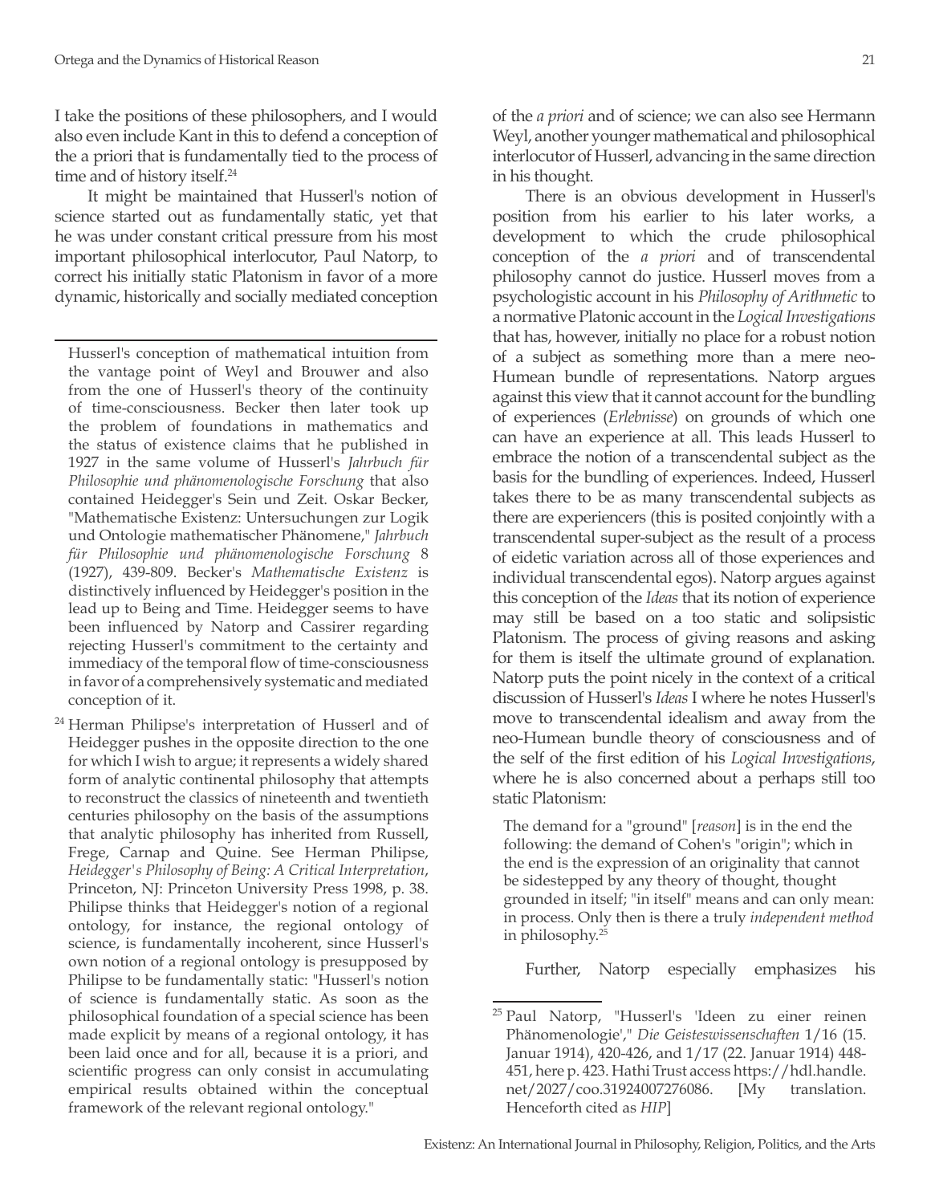I take the positions of these philosophers, and I would also even include Kant in this to defend a conception of the a priori that is fundamentally tied to the process of time and of history itself.[24]

It might be maintained that Husserl's notion of science started out as fundamentally static, yet that he was under constant critical pressure from his most important philosophical interlocutor, Paul Natorp, to correct his initially static Platonism in favor of a more dynamic, historically and socially mediated conception of the *a priori* and of science; we can also see Hermann Weyl, another younger mathematical and philosophical interlocutor of Husserl, advancing in the same direction in his thought.

There is an obvious development in Husserl's position from his earlier to his later works, a development to which the crude philosophical conception of the *a priori* and of transcendental philosophy cannot do justice. Husserl moves from a psychologistic account in his *Philosophy of Arithmetic* to a normative Platonic account in the *Logical Investigations* that has, however, initially no place for a robust notion of a subject as something more than a mere neo-Humean bundle of representations. Natorp argues against this view that it cannot account for the bundling of experiences (*Erlebnisse*) on grounds of which one can have an experience at all. This leads Husserl to embrace the notion of a transcendental subject as the basis for the bundling of experiences. Indeed, Husserl takes there to be as many transcendental subjects as there are experiencers (this is posited conjointly with a transcendental super-subject as the result of a process of eidetic variation across all of those experiences and individual transcendental egos). Natorp argues against this conception of the *Ideas* that its notion of experience may still be based on a too static and solipsistic Platonism. The process of giving reasons and asking for them is itself the ultimate ground of explanation. Natorp puts the point nicely in the context of a critical discussion of Husserl's *Ideas* I where he notes Husserl's move to transcendental idealism and away from the neo-Humean bundle theory of consciousness and of the self of the first edition of his *Logical Investigations*, where he is also concerned about a perhaps still too static Platonism:

> The demand for a "ground" [*reason*] is in the end the following: the demand of Cohen's "origin"; which in the end is the expression of an originality that cannot be sidestepped by any theory of thought, thought grounded in itself; "in itself" means and can only mean: in process. Only then is there a truly *independent method* in philosophy.[25]

Further, Natorp especially emphasizes his

---

Husserl's conception of mathematical intuition from the vantage point of Weyl and Brouwer and also from the one of Husserl's theory of the continuity of time-consciousness. Becker then later took up the problem of foundations in mathematics and the status of existence claims that he published in 1927 in the same volume of Husserl's *Jahrbuch für Philosophie und phänomenologische Forschung* that also contained Heidegger's Sein und Zeit. Oskar Becker, "Mathematische Existenz: Untersuchungen zur Logik und Ontologie mathematischer Phänomene," *Jahrbuch für Philosophie und phänomenologische Forschung* 8 (1927), 439-809. Becker's *Mathematische Existenz* is distinctively influenced by Heidegger's position in the lead up to Being and Time. Heidegger seems to have been influenced by Natorp and Cassirer regarding rejecting Husserl's commitment to the certainty and immediacy of the temporal flow of time-consciousness in favor of a comprehensively systematic and mediated conception of it.

[24] Herman Philipse's interpretation of Husserl and of Heidegger pushes in the opposite direction to the one for which I wish to argue; it represents a widely shared form of analytic continental philosophy that attempts to reconstruct the classics of nineteenth and twentieth centuries philosophy on the basis of the assumptions that analytic philosophy has inherited from Russell, Frege, Carnap and Quine. See Herman Philipse, *Heidegger's Philosophy of Being: A Critical Interpretation*, Princeton, NJ: Princeton University Press 1998, p. 38. Philipse thinks that Heidegger's notion of a regional ontology, for instance, the regional ontology of science, is fundamentally incoherent, since Husserl's own notion of a regional ontology is presupposed by Philipse to be fundamentally static: "Husserl's notion of science is fundamentally static. As soon as the philosophical foundation of a special science has been made explicit by means of a regional ontology, it has been laid once and for all, because it is a priori, and scientific progress can only consist in accumulating empirical results obtained within the conceptual framework of the relevant regional ontology."

[25] Paul Natorp, "Husserl's 'Ideen zu einer reinen Phänomenologie'," *Die Geisteswissenschaften* 1/16 (15. Januar 1914), 420-426, and 1/17 (22. Januar 1914) 448-451, here p. 423. Hathi Trust access https://hdl.handle.net/2027/coo.31924007276086. [My translation. Henceforth cited as *HIP*]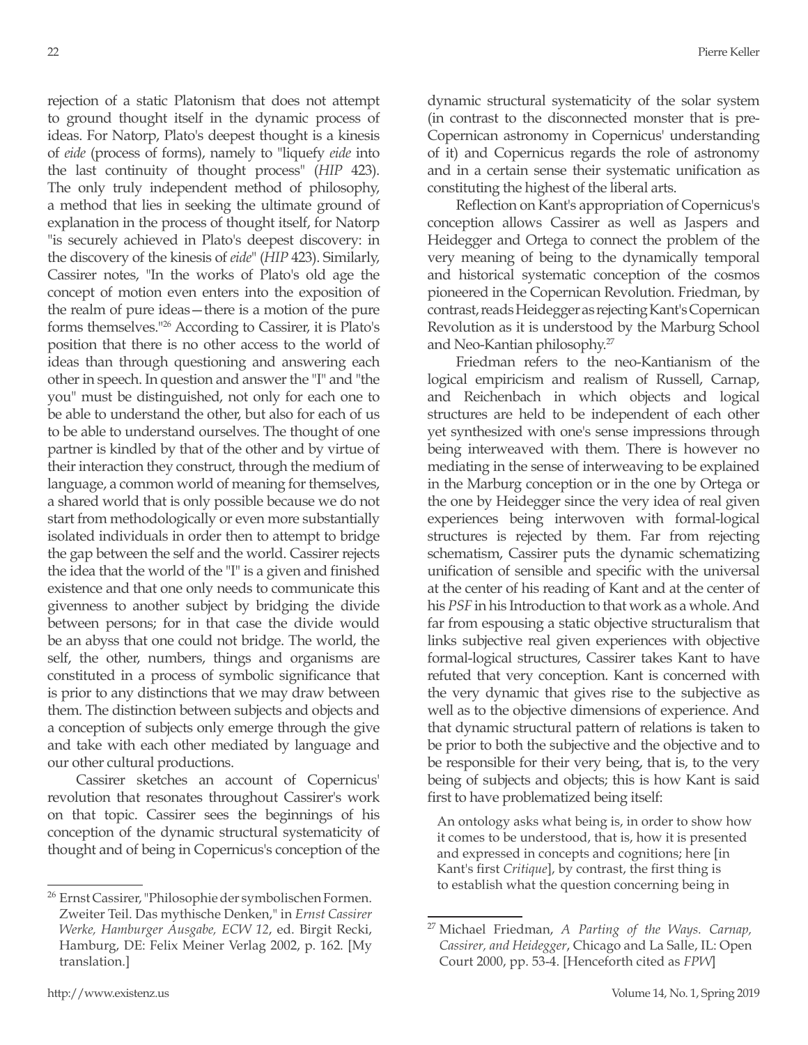rejection of a static Platonism that does not attempt to ground thought itself in the dynamic process of ideas. For Natorp, Plato's deepest thought is a kinesis of *eide* (process of forms), namely to "liquefy *eide* into the last continuity of thought process" (*HIP* 423). The only truly independent method of philosophy, a method that lies in seeking the ultimate ground of explanation in the process of thought itself, for Natorp "is securely achieved in Plato's deepest discovery: in the discovery of the kinesis of *eide*" (*HIP* 423). Similarly, Cassirer notes, "In the works of Plato's old age the concept of motion even enters into the exposition of the realm of pure ideas—there is a motion of the pure forms themselves."[26] According to Cassirer, it is Plato's position that there is no other access to the world of ideas than through questioning and answering each other in speech. In question and answer the "I" and "the you" must be distinguished, not only for each one to be able to understand the other, but also for each of us to be able to understand ourselves. The thought of one partner is kindled by that of the other and by virtue of their interaction they construct, through the medium of language, a common world of meaning for themselves, a shared world that is only possible because we do not start from methodologically or even more substantially isolated individuals in order then to attempt to bridge the gap between the self and the world. Cassirer rejects the idea that the world of the "I" is a given and finished existence and that one only needs to communicate this givenness to another subject by bridging the divide between persons; for in that case the divide would be an abyss that one could not bridge. The world, the self, the other, numbers, things and organisms are constituted in a process of symbolic significance that is prior to any distinctions that we may draw between them. The distinction between subjects and objects and a conception of subjects only emerge through the give and take with each other mediated by language and our other cultural productions.

Cassirer sketches an account of Copernicus' revolution that resonates throughout Cassirer's work on that topic. Cassirer sees the beginnings of his conception of the dynamic structural systematicity of thought and of being in Copernicus's conception of the dynamic structural systematicity of the solar system (in contrast to the disconnected monster that is pre-Copernican astronomy in Copernicus' understanding of it) and Copernicus regards the role of astronomy and in a certain sense their systematic unification as constituting the highest of the liberal arts.

Reflection on Kant's appropriation of Copernicus's conception allows Cassirer as well as Jaspers and Heidegger and Ortega to connect the problem of the very meaning of being to the dynamically temporal and historical systematic conception of the cosmos pioneered in the Copernican Revolution. Friedman, by contrast, reads Heidegger as rejecting Kant's Copernican Revolution as it is understood by the Marburg School and Neo-Kantian philosophy.[27]

Friedman refers to the neo-Kantianism of the logical empiricism and realism of Russell, Carnap, and Reichenbach in which objects and logical structures are held to be independent of each other yet synthesized with one's sense impressions through being interweaved with them. There is however no mediating in the sense of interweaving to be explained in the Marburg conception or in the one by Ortega or the one by Heidegger since the very idea of real given experiences being interwoven with formal-logical structures is rejected by them. Far from rejecting schematism, Cassirer puts the dynamic schematizing unification of sensible and specific with the universal at the center of his reading of Kant and at the center of his *PSF* in his Introduction to that work as a whole. And far from espousing a static objective structuralism that links subjective real given experiences with objective formal-logical structures, Cassirer takes Kant to have refuted that very conception. Kant is concerned with the very dynamic that gives rise to the subjective as well as to the objective dimensions of experience. And that dynamic structural pattern of relations is taken to be prior to both the subjective and the objective and to be responsible for their very being, that is, to the very being of subjects and objects; this is how Kant is said first to have problematized being itself:

> An ontology asks what being is, in order to show how it comes to be understood, that is, how it is presented and expressed in concepts and cognitions; here [in Kant's first *Critique*], by contrast, the first thing is to establish what the question concerning being in

---

[26] Ernst Cassirer, "Philosophie der symbolischen Formen. Zweiter Teil. Das mythische Denken," in *Ernst Cassirer Werke, Hamburger Ausgabe, ECW 12*, ed. Birgit Recki, Hamburg, DE: Felix Meiner Verlag 2002, p. 162. [My translation.]

[27] Michael Friedman, *A Parting of the Ways. Carnap, Cassirer, and Heidegger*, Chicago and La Salle, IL: Open Court 2000, pp. 53-4. [Henceforth cited as *FPW*]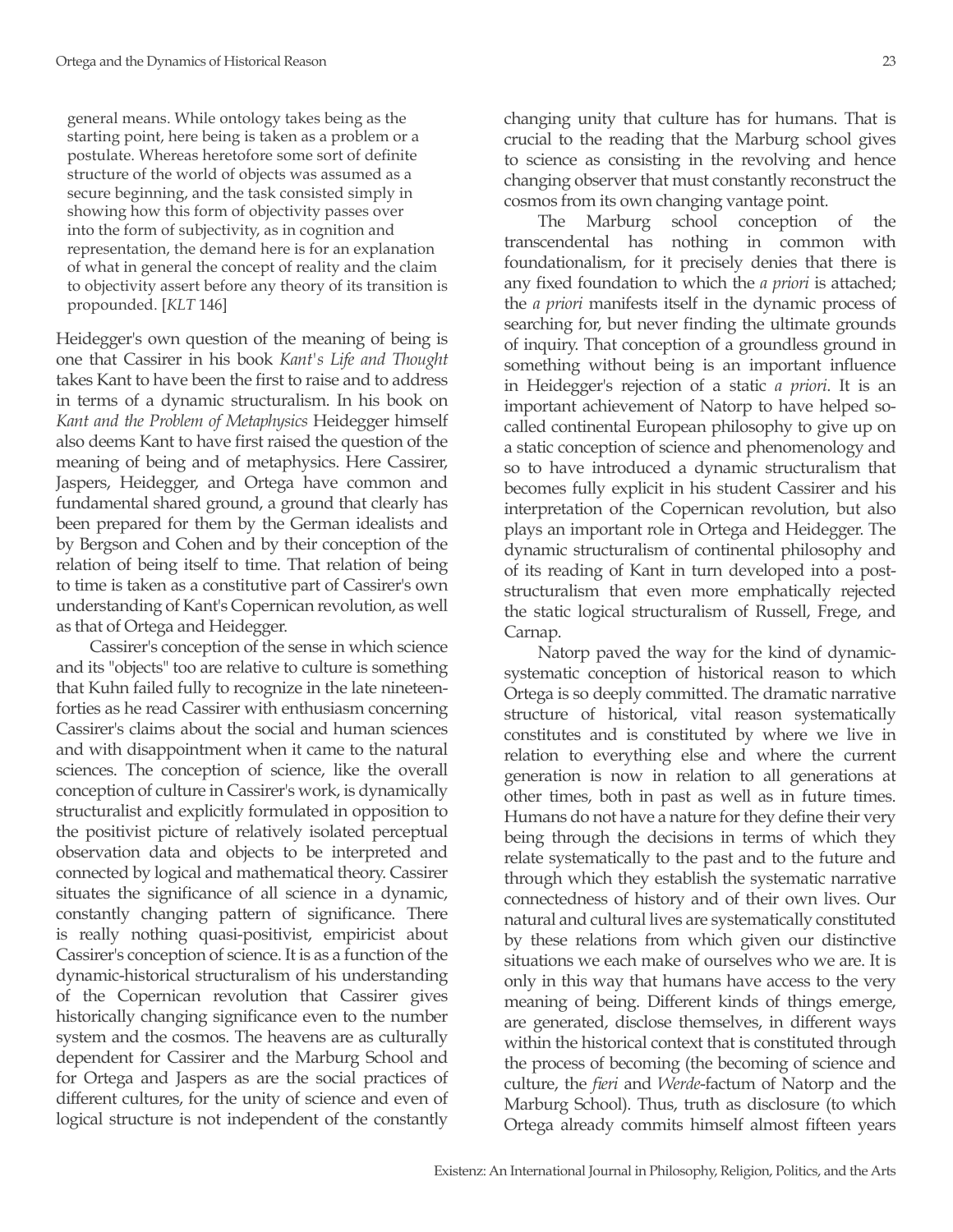general means. While ontology takes being as the starting point, here being is taken as a problem or a postulate. Whereas heretofore some sort of definite structure of the world of objects was assumed as a secure beginning, and the task consisted simply in showing how this form of objectivity passes over into the form of subjectivity, as in cognition and representation, the demand here is for an explanation of what in general the concept of reality and the claim to objectivity assert before any theory of its transition is propounded. [*KLT* 146]

Heidegger's own question of the meaning of being is one that Cassirer in his book *Kant's Life and Thought* takes Kant to have been the first to raise and to address in terms of a dynamic structuralism. In his book on *Kant and the Problem of Metaphysics* Heidegger himself also deems Kant to have first raised the question of the meaning of being and of metaphysics. Here Cassirer, Jaspers, Heidegger, and Ortega have common and fundamental shared ground, a ground that clearly has been prepared for them by the German idealists and by Bergson and Cohen and by their conception of the relation of being itself to time. That relation of being to time is taken as a constitutive part of Cassirer's own understanding of Kant's Copernican revolution, as well as that of Ortega and Heidegger.

Cassirer's conception of the sense in which science and its "objects" too are relative to culture is something that Kuhn failed fully to recognize in the late nineteen-forties as he read Cassirer with enthusiasm concerning Cassirer's claims about the social and human sciences and with disappointment when it came to the natural sciences. The conception of science, like the overall conception of culture in Cassirer's work, is dynamically structuralist and explicitly formulated in opposition to the positivist picture of relatively isolated perceptual observation data and objects to be interpreted and connected by logical and mathematical theory. Cassirer situates the significance of all science in a dynamic, constantly changing pattern of significance. There is really nothing quasi-positivist, empiricist about Cassirer's conception of science. It is as a function of the dynamic-historical structuralism of his understanding of the Copernican revolution that Cassirer gives historically changing significance even to the number system and the cosmos. The heavens are as culturally dependent for Cassirer and the Marburg School and for Ortega and Jaspers as are the social practices of different cultures, for the unity of science and even of logical structure is not independent of the constantly changing unity that culture has for humans. That is crucial to the reading that the Marburg school gives to science as consisting in the revolving and hence changing observer that must constantly reconstruct the cosmos from its own changing vantage point.

The Marburg school conception of the transcendental has nothing in common with foundationalism, for it precisely denies that there is any fixed foundation to which the *a priori* is attached; the *a priori* manifests itself in the dynamic process of searching for, but never finding the ultimate grounds of inquiry. That conception of a groundless ground in something without being is an important influence in Heidegger's rejection of a static *a priori*. It is an important achievement of Natorp to have helped so-called continental European philosophy to give up on a static conception of science and phenomenology and so to have introduced a dynamic structuralism that becomes fully explicit in his student Cassirer and his interpretation of the Copernican revolution, but also plays an important role in Ortega and Heidegger. The dynamic structuralism of continental philosophy and of its reading of Kant in turn developed into a post-structuralism that even more emphatically rejected the static logical structuralism of Russell, Frege, and Carnap.

Natorp paved the way for the kind of dynamic-systematic conception of historical reason to which Ortega is so deeply committed. The dramatic narrative structure of historical, vital reason systematically constitutes and is constituted by where we live in relation to everything else and where the current generation is now in relation to all generations at other times, both in past as well as in future times. Humans do not have a nature for they define their very being through the decisions in terms of which they relate systematically to the past and to the future and through which they establish the systematic narrative connectedness of history and of their own lives. Our natural and cultural lives are systematically constituted by these relations from which given our distinctive situations we each make of ourselves who we are. It is only in this way that humans have access to the very meaning of being. Different kinds of things emerge, are generated, disclose themselves, in different ways within the historical context that is constituted through the process of becoming (the becoming of science and culture, the *fieri* and *Werde*-factum of Natorp and the Marburg School). Thus, truth as disclosure (to which Ortega already commits himself almost fifteen years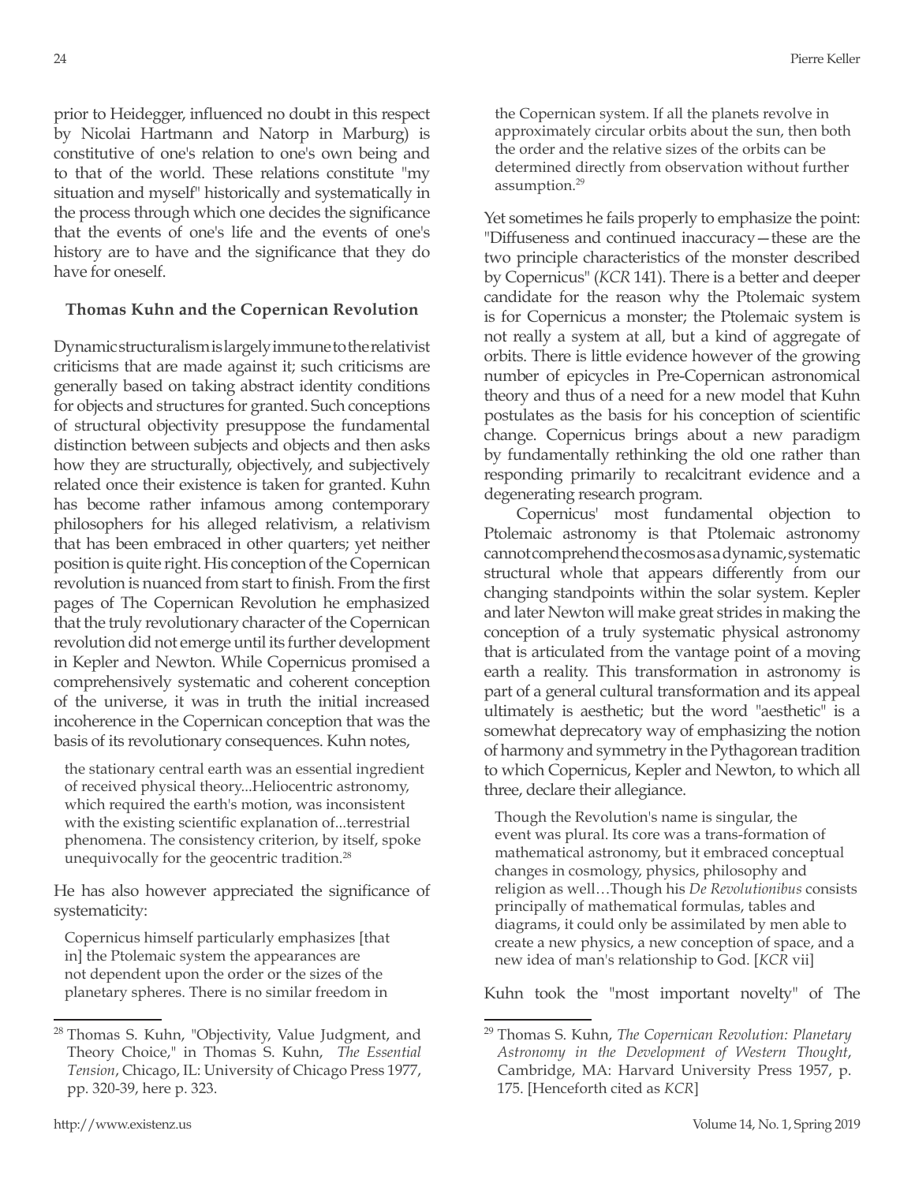prior to Heidegger, influenced no doubt in this respect by Nicolai Hartmann and Natorp in Marburg) is constitutive of one's relation to one's own being and to that of the world. These relations constitute "my situation and myself" historically and systematically in the process through which one decides the significance that the events of one's life and the events of one's history are to have and the significance that they do have for oneself.

### Thomas Kuhn and the Copernican Revolution

Dynamic structuralism is largely immune to the relativist criticisms that are made against it; such criticisms are generally based on taking abstract identity conditions for objects and structures for granted. Such conceptions of structural objectivity presuppose the fundamental distinction between subjects and objects and then asks how they are structurally, objectively, and subjectively related once their existence is taken for granted. Kuhn has become rather infamous among contemporary philosophers for his alleged relativism, a relativism that has been embraced in other quarters; yet neither position is quite right. His conception of the Copernican revolution is nuanced from start to finish. From the first pages of The Copernican Revolution he emphasized that the truly revolutionary character of the Copernican revolution did not emerge until its further development in Kepler and Newton. While Copernicus promised a comprehensively systematic and coherent conception of the universe, it was in truth the initial increased incoherence in the Copernican conception that was the basis of its revolutionary consequences. Kuhn notes,

> the stationary central earth was an essential ingredient of received physical theory...Heliocentric astronomy, which required the earth's motion, was inconsistent with the existing scientific explanation of...terrestrial phenomena. The consistency criterion, by itself, spoke unequivocally for the geocentric tradition.[28]

He has also however appreciated the significance of systematicity:

> Copernicus himself particularly emphasizes [that in] the Ptolemaic system the appearances are not dependent upon the order or the sizes of the planetary spheres. There is no similar freedom in the Copernican system. If all the planets revolve in approximately circular orbits about the sun, then both the order and the relative sizes of the orbits can be determined directly from observation without further assumption.[29]

Yet sometimes he fails properly to emphasize the point: "Diffuseness and continued inaccuracy—these are the two principle characteristics of the monster described by Copernicus" (*KCR* 141). There is a better and deeper candidate for the reason why the Ptolemaic system is for Copernicus a monster; the Ptolemaic system is not really a system at all, but a kind of aggregate of orbits. There is little evidence however of the growing number of epicycles in Pre-Copernican astronomical theory and thus of a need for a new model that Kuhn postulates as the basis for his conception of scientific change. Copernicus brings about a new paradigm by fundamentally rethinking the old one rather than responding primarily to recalcitrant evidence and a degenerating research program.

Copernicus' most fundamental objection to Ptolemaic astronomy is that Ptolemaic astronomy cannot comprehend the cosmos as a dynamic, systematic structural whole that appears differently from our changing standpoints within the solar system. Kepler and later Newton will make great strides in making the conception of a truly systematic physical astronomy that is articulated from the vantage point of a moving earth a reality. This transformation in astronomy is part of a general cultural transformation and its appeal ultimately is aesthetic; but the word "aesthetic" is a somewhat deprecatory way of emphasizing the notion of harmony and symmetry in the Pythagorean tradition to which Copernicus, Kepler and Newton, to which all three, declare their allegiance.

> Though the Revolution's name is singular, the event was plural. Its core was a trans-formation of mathematical astronomy, but it embraced conceptual changes in cosmology, physics, philosophy and religion as well…Though his *De Revolutionibus* consists principally of mathematical formulas, tables and diagrams, it could only be assimilated by men able to create a new physics, a new conception of space, and a new idea of man's relationship to God. [*KCR* vii]

Kuhn took the "most important novelty" of The

---

[28] Thomas S. Kuhn, "Objectivity, Value Judgment, and Theory Choice," in Thomas S. Kuhn, *The Essential Tension*, Chicago, IL: University of Chicago Press 1977, pp. 320-39, here p. 323.

[29] Thomas S. Kuhn, *The Copernican Revolution: Planetary Astronomy in the Development of Western Thought*, Cambridge, MA: Harvard University Press 1957, p. 175. [Henceforth cited as *KCR*]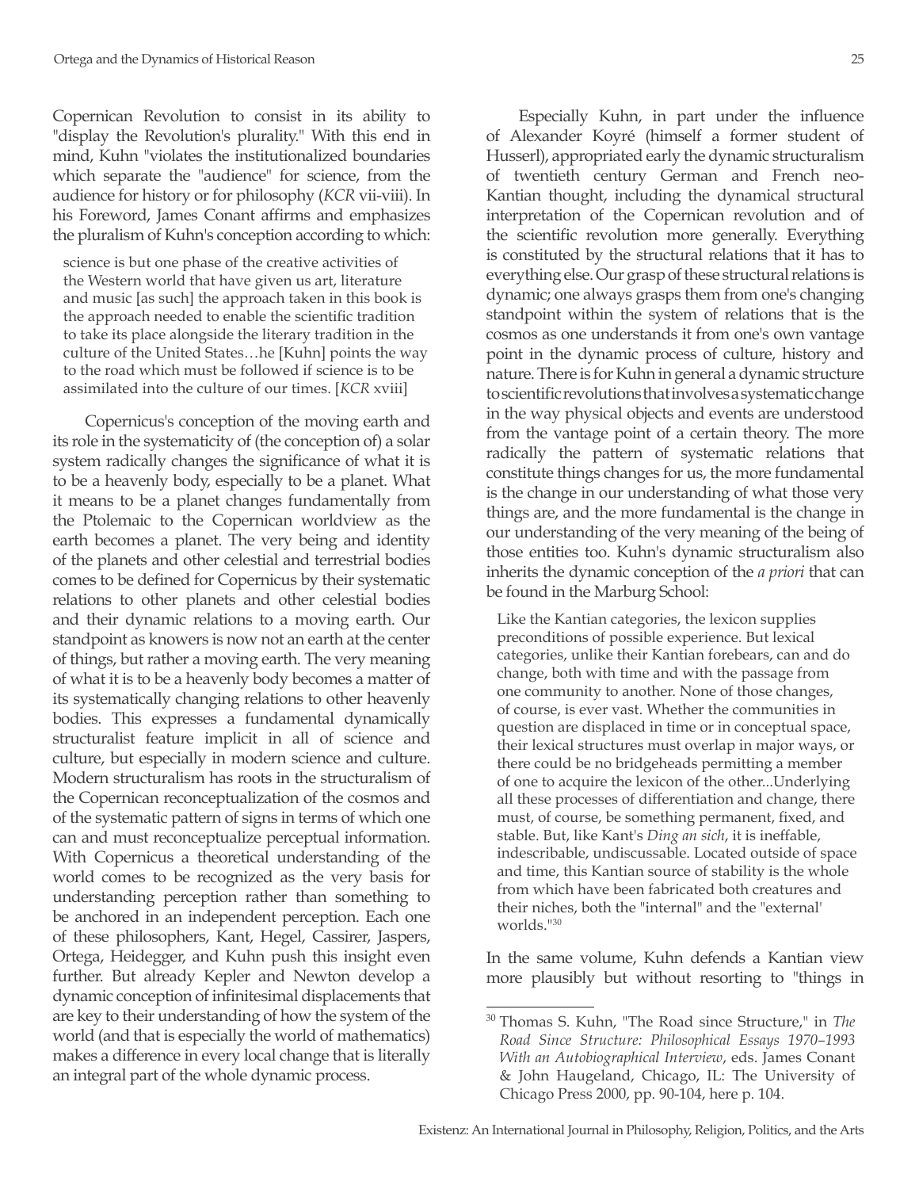Copernican Revolution to consist in its ability to "display the Revolution's plurality." With this end in mind, Kuhn "violates the institutionalized boundaries which separate the "audience" for science, from the audience for history or for philosophy (*KCR* vii-viii). In his Foreword, James Conant affirms and emphasizes the pluralism of Kuhn's conception according to which:

> science is but one phase of the creative activities of the Western world that have given us art, literature and music [as such] the approach taken in this book is the approach needed to enable the scientific tradition to take its place alongside the literary tradition in the culture of the United States…he [Kuhn] points the way to the road which must be followed if science is to be assimilated into the culture of our times. [*KCR* xviii]

Copernicus's conception of the moving earth and its role in the systematicity of (the conception of) a solar system radically changes the significance of what it is to be a heavenly body, especially to be a planet. What it means to be a planet changes fundamentally from the Ptolemaic to the Copernican worldview as the earth becomes a planet. The very being and identity of the planets and other celestial and terrestrial bodies comes to be defined for Copernicus by their systematic relations to other planets and other celestial bodies and their dynamic relations to a moving earth. Our standpoint as knowers is now not an earth at the center of things, but rather a moving earth. The very meaning of what it is to be a heavenly body becomes a matter of its systematically changing relations to other heavenly bodies. This expresses a fundamental dynamically structuralist feature implicit in all of science and culture, but especially in modern science and culture. Modern structuralism has roots in the structuralism of the Copernican reconceptualization of the cosmos and of the systematic pattern of signs in terms of which one can and must reconceptualize perceptual information. With Copernicus a theoretical understanding of the world comes to be recognized as the very basis for understanding perception rather than something to be anchored in an independent perception. Each one of these philosophers, Kant, Hegel, Cassirer, Jaspers, Ortega, Heidegger, and Kuhn push this insight even further. But already Kepler and Newton develop a dynamic conception of infinitesimal displacements that are key to their understanding of how the system of the world (and that is especially the world of mathematics) makes a difference in every local change that is literally an integral part of the whole dynamic process.

Especially Kuhn, in part under the influence of Alexander Koyré (himself a former student of Husserl), appropriated early the dynamic structuralism of twentieth century German and French neo-Kantian thought, including the dynamical structural interpretation of the Copernican revolution and of the scientific revolution more generally. Everything is constituted by the structural relations that it has to everything else. Our grasp of these structural relations is dynamic; one always grasps them from one's changing standpoint within the system of relations that is the cosmos as one understands it from one's own vantage point in the dynamic process of culture, history and nature. There is for Kuhn in general a dynamic structure to scientific revolutions that involves a systematic change in the way physical objects and events are understood from the vantage point of a certain theory. The more radically the pattern of systematic relations that constitute things changes for us, the more fundamental is the change in our understanding of what those very things are, and the more fundamental is the change in our understanding of the very meaning of the being of those entities too. Kuhn's dynamic structuralism also inherits the dynamic conception of the *a priori* that can be found in the Marburg School:

> Like the Kantian categories, the lexicon supplies preconditions of possible experience. But lexical categories, unlike their Kantian forebears, can and do change, both with time and with the passage from one community to another. None of those changes, of course, is ever vast. Whether the communities in question are displaced in time or in conceptual space, their lexical structures must overlap in major ways, or there could be no bridgeheads permitting a member of one to acquire the lexicon of the other...Underlying all these processes of differentiation and change, there must, of course, be something permanent, fixed, and stable. But, like Kant's *Ding an sich*, it is ineffable, indescribable, undiscussable. Located outside of space and time, this Kantian source of stability is the whole from which have been fabricated both creatures and their niches, both the "internal" and the "external' worlds."[30]

In the same volume, Kuhn defends a Kantian view more plausibly but without resorting to "things in

---

[30] Thomas S. Kuhn, "The Road since Structure," in *The Road Since Structure: Philosophical Essays 1970–1993 With an Autobiographical Interview*, eds. James Conant & John Haugeland, Chicago, IL: The University of Chicago Press 2000, pp. 90-104, here p. 104.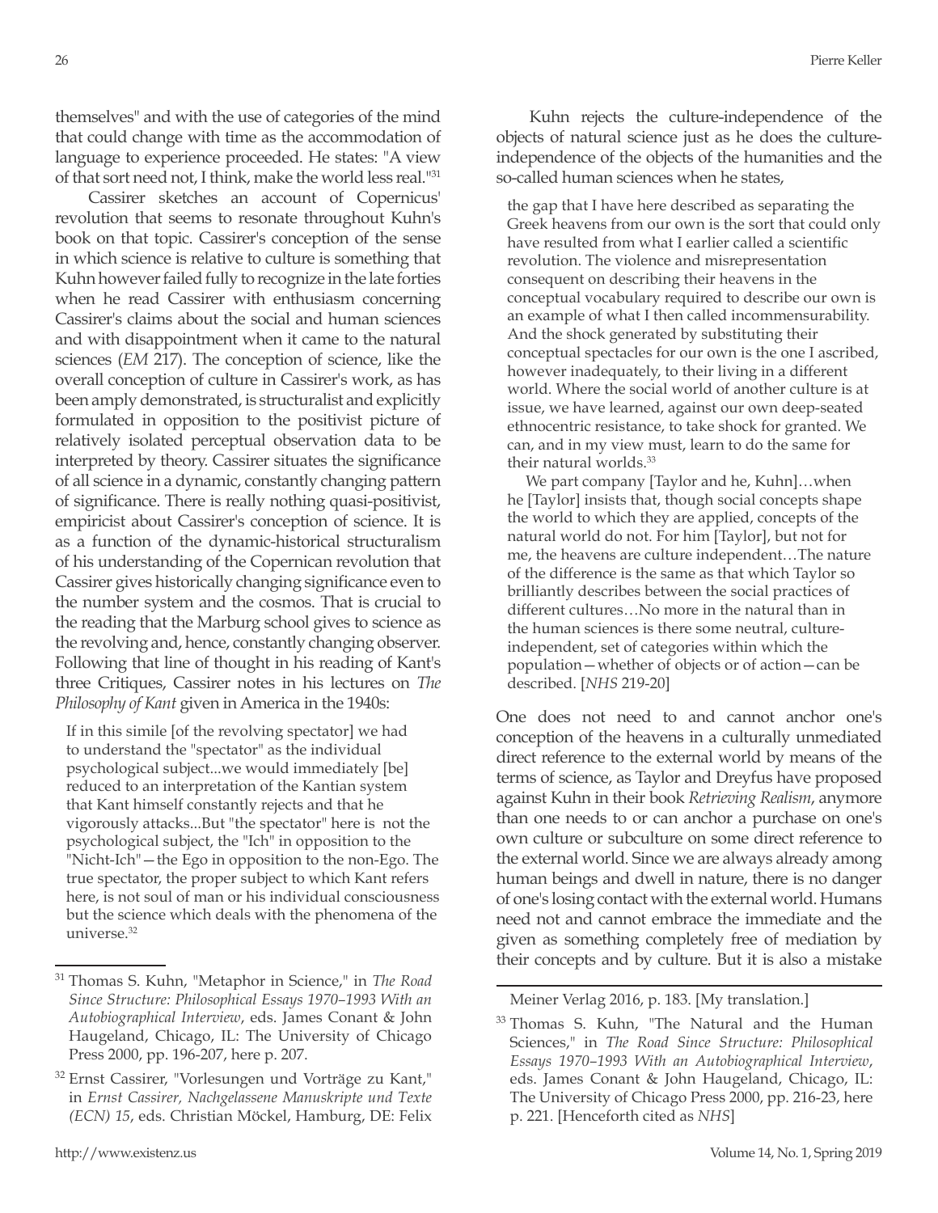themselves" and with the use of categories of the mind that could change with time as the accommodation of language to experience proceeded. He states: "A view of that sort need not, I think, make the world less real."[31]

Cassirer sketches an account of Copernicus' revolution that seems to resonate throughout Kuhn's book on that topic. Cassirer's conception of the sense in which science is relative to culture is something that Kuhn however failed fully to recognize in the late forties when he read Cassirer with enthusiasm concerning Cassirer's claims about the social and human sciences and with disappointment when it came to the natural sciences (*EM* 217). The conception of science, like the overall conception of culture in Cassirer's work, as has been amply demonstrated, is structuralist and explicitly formulated in opposition to the positivist picture of relatively isolated perceptual observation data to be interpreted by theory. Cassirer situates the significance of all science in a dynamic, constantly changing pattern of significance. There is really nothing quasi-positivist, empiricist about Cassirer's conception of science. It is as a function of the dynamic-historical structuralism of his understanding of the Copernican revolution that Cassirer gives historically changing significance even to the number system and the cosmos. That is crucial to the reading that the Marburg school gives to science as the revolving and, hence, constantly changing observer. Following that line of thought in his reading of Kant's three Critiques, Cassirer notes in his lectures on *The Philosophy of Kant* given in America in the 1940s:

> If in this simile [of the revolving spectator] we had to understand the "spectator" as the individual psychological subject...we would immediately [be] reduced to an interpretation of the Kantian system that Kant himself constantly rejects and that he vigorously attacks...But "the spectator" here is not the psychological subject, the "Ich" in opposition to the "Nicht-Ich"—the Ego in opposition to the non-Ego. The true spectator, the proper subject to which Kant refers here, is not soul of man or his individual consciousness but the science which deals with the phenomena of the universe.[32]

Kuhn rejects the culture-independence of the objects of natural science just as he does the culture-independence of the objects of the humanities and the so-called human sciences when he states,

> the gap that I have here described as separating the Greek heavens from our own is the sort that could only have resulted from what I earlier called a scientific revolution. The violence and misrepresentation consequent on describing their heavens in the conceptual vocabulary required to describe our own is an example of what I then called incommensurability. And the shock generated by substituting their conceptual spectacles for our own is the one I ascribed, however inadequately, to their living in a different world. Where the social world of another culture is at issue, we have learned, against our own deep-seated ethnocentric resistance, to take shock for granted. We can, and in my view must, learn to do the same for their natural worlds.[33]
>
> We part company [Taylor and he, Kuhn]…when he [Taylor] insists that, though social concepts shape the world to which they are applied, concepts of the natural world do not. For him [Taylor], but not for me, the heavens are culture independent…The nature of the difference is the same as that which Taylor so brilliantly describes between the social practices of different cultures…No more in the natural than in the human sciences is there some neutral, culture-independent, set of categories within which the population—whether of objects or of action—can be described. [*NHS* 219-20]

One does not need to and cannot anchor one's conception of the heavens in a culturally unmediated direct reference to the external world by means of the terms of science, as Taylor and Dreyfus have proposed against Kuhn in their book *Retrieving Realism*, anymore than one needs to or can anchor a purchase on one's own culture or subculture on some direct reference to the external world. Since we are always already among human beings and dwell in nature, there is no danger of one's losing contact with the external world. Humans need not and cannot embrace the immediate and the given as something completely free of mediation by their concepts and by culture. But it is also a mistake

---

[31] Thomas S. Kuhn, "Metaphor in Science," in *The Road Since Structure: Philosophical Essays 1970–1993 With an Autobiographical Interview*, eds. James Conant & John Haugeland, Chicago, IL: The University of Chicago Press 2000, pp. 196-207, here p. 207.

[32] Ernst Cassirer, "Vorlesungen und Vorträge zu Kant," in *Ernst Cassirer, Nachgelassene Manuskripte und Texte (ECN) 15*, eds. Christian Möckel, Hamburg, DE: Felix Meiner Verlag 2016, p. 183. [My translation.]

[33] Thomas S. Kuhn, "The Natural and the Human Sciences," in *The Road Since Structure: Philosophical Essays 1970–1993 With an Autobiographical Interview*, eds. James Conant & John Haugeland, Chicago, IL: The University of Chicago Press 2000, pp. 216-23, here p. 221. [Henceforth cited as *NHS*]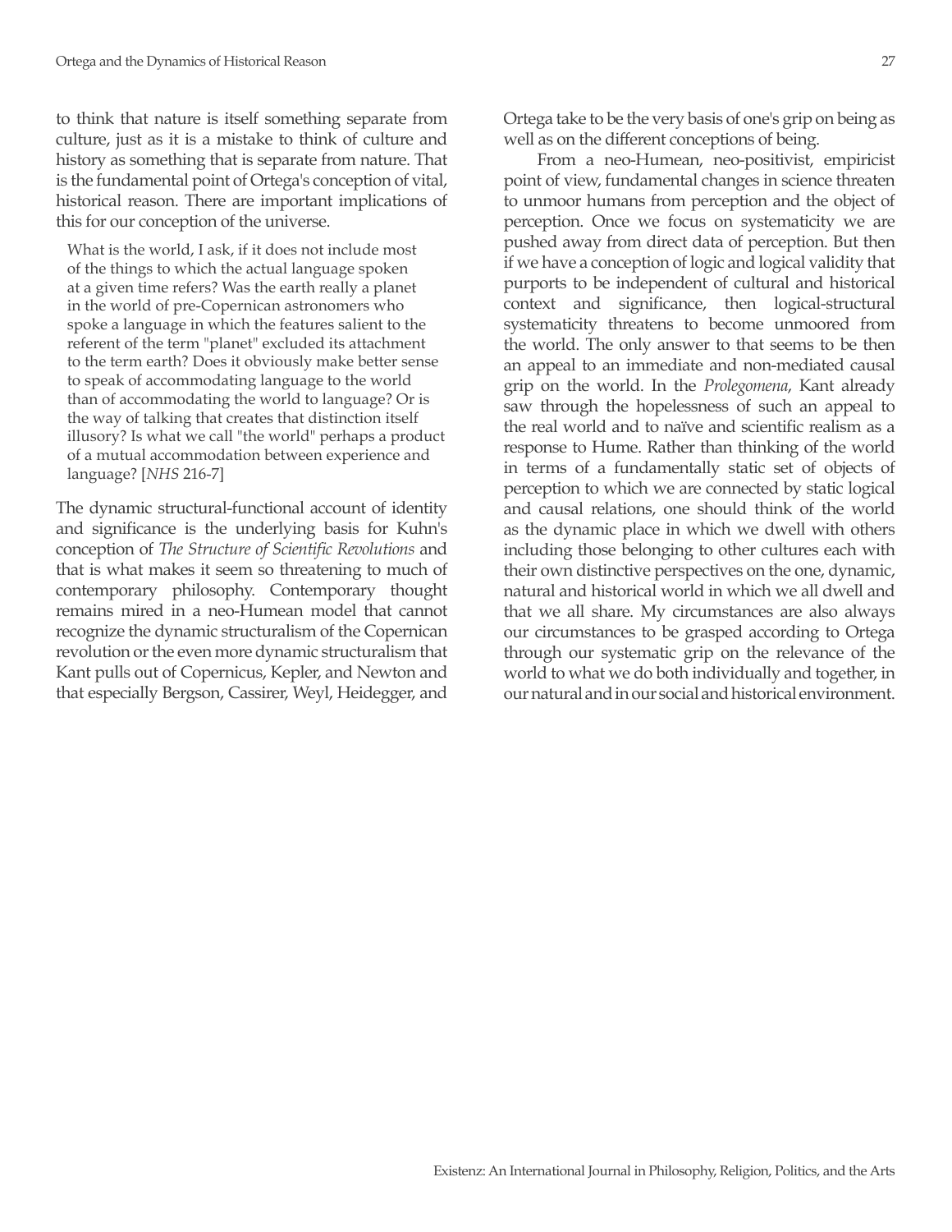to think that nature is itself something separate from culture, just as it is a mistake to think of culture and history as something that is separate from nature. That is the fundamental point of Ortega's conception of vital, historical reason. There are important implications of this for our conception of the universe.

> What is the world, I ask, if it does not include most of the things to which the actual language spoken at a given time refers? Was the earth really a planet in the world of pre-Copernican astronomers who spoke a language in which the features salient to the referent of the term "planet" excluded its attachment to the term earth? Does it obviously make better sense to speak of accommodating language to the world than of accommodating the world to language? Or is the way of talking that creates that distinction itself illusory? Is what we call "the world" perhaps a product of a mutual accommodation between experience and language? [*NHS* 216-7]

The dynamic structural-functional account of identity and significance is the underlying basis for Kuhn's conception of *The Structure of Scientific Revolutions* and that is what makes it seem so threatening to much of contemporary philosophy. Contemporary thought remains mired in a neo-Humean model that cannot recognize the dynamic structuralism of the Copernican revolution or the even more dynamic structuralism that Kant pulls out of Copernicus, Kepler, and Newton and that especially Bergson, Cassirer, Weyl, Heidegger, and Ortega take to be the very basis of one's grip on being as well as on the different conceptions of being.

From a neo-Humean, neo-positivist, empiricist point of view, fundamental changes in science threaten to unmoor humans from perception and the object of perception. Once we focus on systematicity we are pushed away from direct data of perception. But then if we have a conception of logic and logical validity that purports to be independent of cultural and historical context and significance, then logical-structural systematicity threatens to become unmoored from the world. The only answer to that seems to be then an appeal to an immediate and non-mediated causal grip on the world. In the *Prolegomena*, Kant already saw through the hopelessness of such an appeal to the real world and to naïve and scientific realism as a response to Hume. Rather than thinking of the world in terms of a fundamentally static set of objects of perception to which we are connected by static logical and causal relations, one should think of the world as the dynamic place in which we dwell with others including those belonging to other cultures each with their own distinctive perspectives on the one, dynamic, natural and historical world in which we all dwell and that we all share. My circumstances are also always our circumstances to be grasped according to Ortega through our systematic grip on the relevance of the world to what we do both individually and together, in our natural and in our social and historical environment.